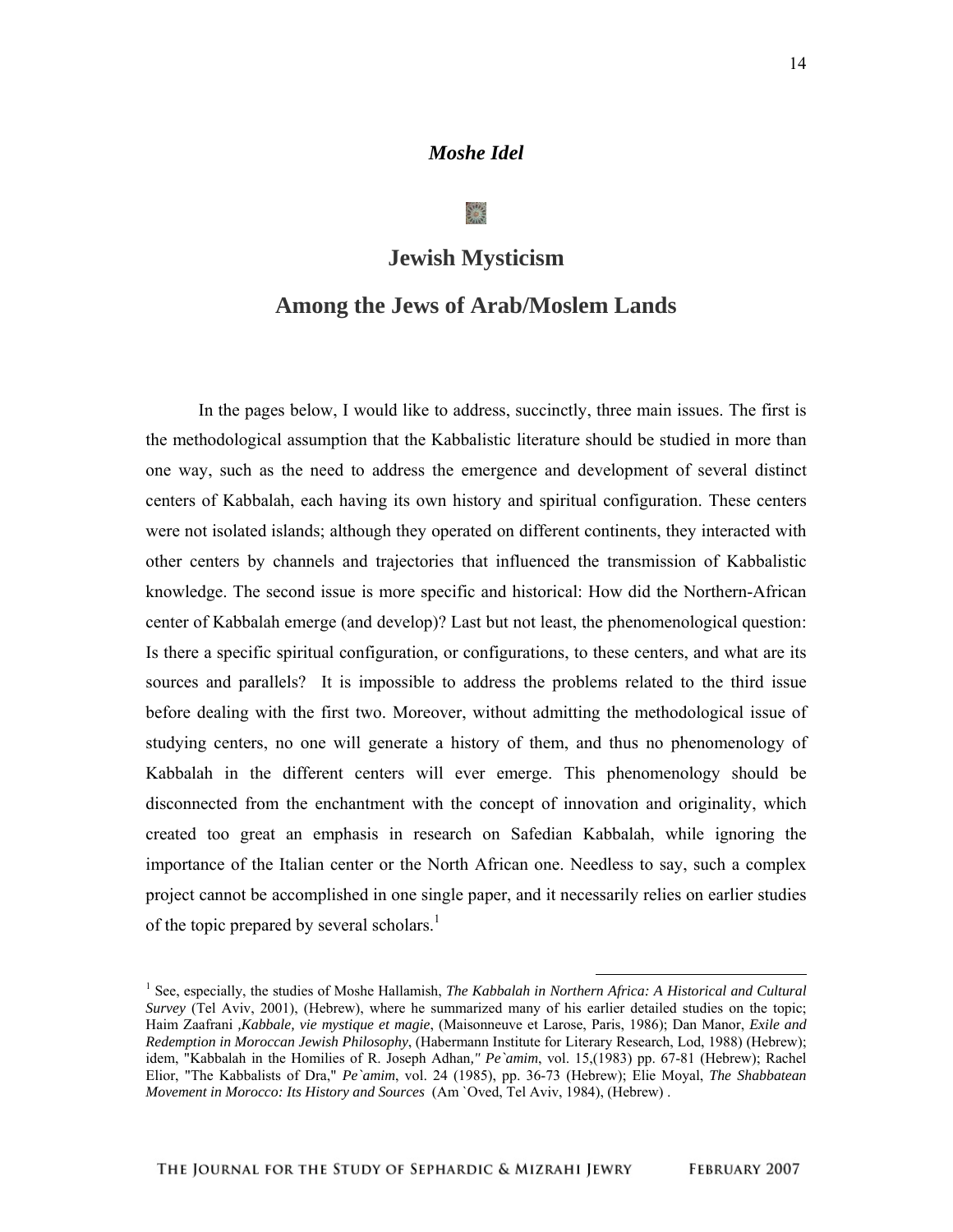***Moshe Idel***

# Jewish Mysticism
# Among the Jews of Arab/Moslem Lands

In the pages below, I would like to address, succinctly, three main issues. The first is the methodological assumption that the Kabbalistic literature should be studied in more than one way, such as the need to address the emergence and development of several distinct centers of Kabbalah, each having its own history and spiritual configuration. These centers were not isolated islands; although they operated on different continents, they interacted with other centers by channels and trajectories that influenced the transmission of Kabbalistic knowledge. The second issue is more specific and historical: How did the Northern-African center of Kabbalah emerge (and develop)? Last but not least, the phenomenological question: Is there a specific spiritual configuration, or configurations, to these centers, and what are its sources and parallels? It is impossible to address the problems related to the third issue before dealing with the first two. Moreover, without admitting the methodological issue of studying centers, no one will generate a history of them, and thus no phenomenology of Kabbalah in the different centers will ever emerge. This phenomenology should be disconnected from the enchantment with the concept of innovation and originality, which created too great an emphasis in research on Safedian Kabbalah, while ignoring the importance of the Italian center or the North African one. Needless to say, such a complex project cannot be accomplished in one single paper, and it necessarily relies on earlier studies of the topic prepared by several scholars.[1]

---

[1] See, especially, the studies of Moshe Hallamish, *The Kabbalah in Northern Africa: A Historical and Cultural Survey* (Tel Aviv, 2001), (Hebrew), where he summarized many of his earlier detailed studies on the topic; Haim Zaafrani ,*Kabbale, vie mystique et magie*, (Maisonneuve et Larose, Paris, 1986); Dan Manor, *Exile and Redemption in Moroccan Jewish Philosophy*, (Habermann Institute for Literary Research, Lod, 1988) (Hebrew); idem, "Kabbalah in the Homilies of R. Joseph Adhan," *Pe`amim*, vol. 15,(1983) pp. 67-81 (Hebrew); Rachel Elior, "The Kabbalists of Dra," *Pe`amim*, vol. 24 (1985), pp. 36-73 (Hebrew); Elie Moyal, *The Shabbatean Movement in Morocco: Its History and Sources* (Am `Oved, Tel Aviv, 1984), (Hebrew) .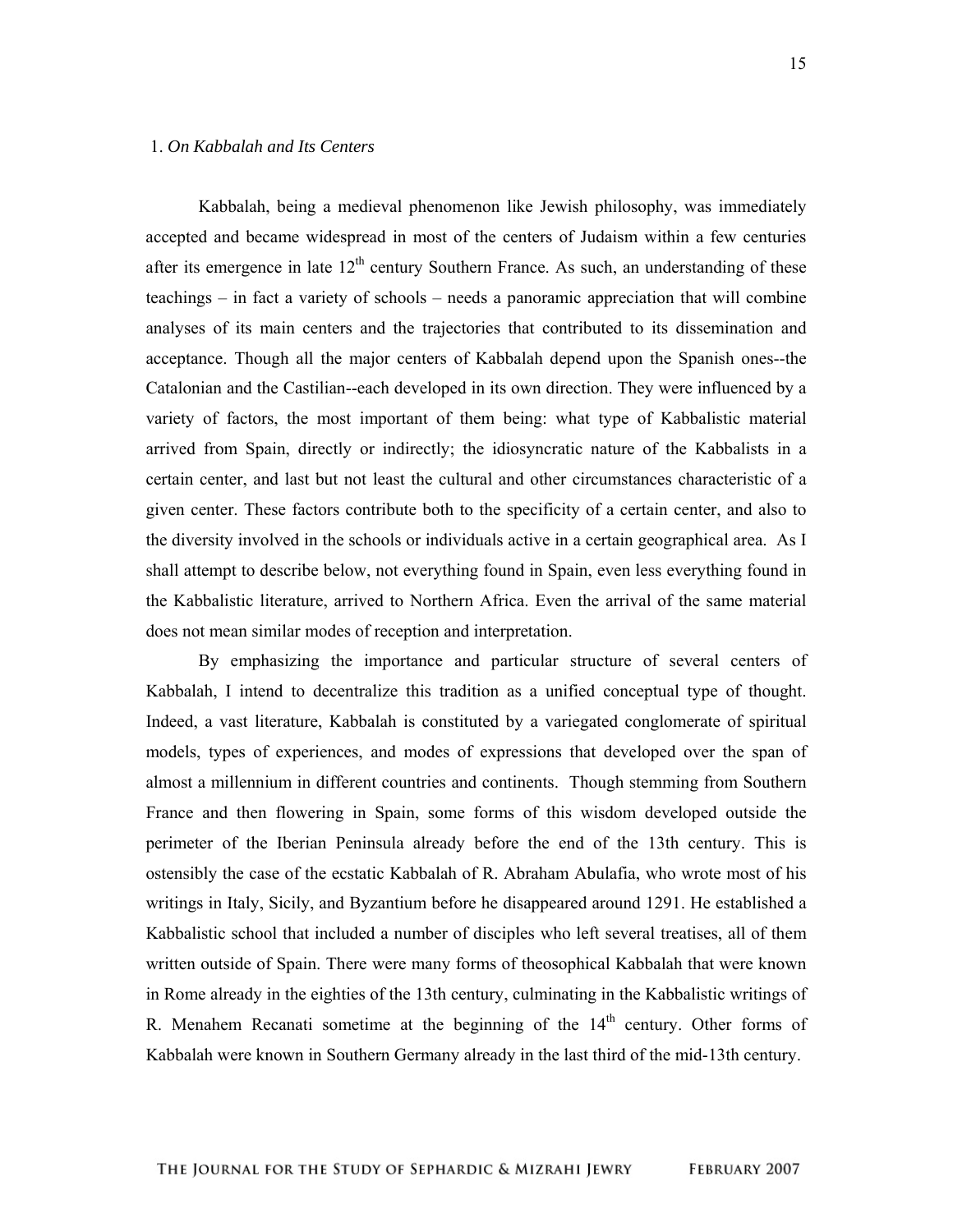### 1. *On Kabbalah and Its Centers*

Kabbalah, being a medieval phenomenon like Jewish philosophy, was immediately accepted and became widespread in most of the centers of Judaism within a few centuries after its emergence in late 12th century Southern France. As such, an understanding of these teachings – in fact a variety of schools – needs a panoramic appreciation that will combine analyses of its main centers and the trajectories that contributed to its dissemination and acceptance. Though all the major centers of Kabbalah depend upon the Spanish ones--the Catalonian and the Castilian--each developed in its own direction. They were influenced by a variety of factors, the most important of them being: what type of Kabbalistic material arrived from Spain, directly or indirectly; the idiosyncratic nature of the Kabbalists in a certain center, and last but not least the cultural and other circumstances characteristic of a given center. These factors contribute both to the specificity of a certain center, and also to the diversity involved in the schools or individuals active in a certain geographical area. As I shall attempt to describe below, not everything found in Spain, even less everything found in the Kabbalistic literature, arrived to Northern Africa. Even the arrival of the same material does not mean similar modes of reception and interpretation.

By emphasizing the importance and particular structure of several centers of Kabbalah, I intend to decentralize this tradition as a unified conceptual type of thought. Indeed, a vast literature, Kabbalah is constituted by a variegated conglomerate of spiritual models, types of experiences, and modes of expressions that developed over the span of almost a millennium in different countries and continents. Though stemming from Southern France and then flowering in Spain, some forms of this wisdom developed outside the perimeter of the Iberian Peninsula already before the end of the 13th century. This is ostensibly the case of the ecstatic Kabbalah of R. Abraham Abulafia, who wrote most of his writings in Italy, Sicily, and Byzantium before he disappeared around 1291. He established a Kabbalistic school that included a number of disciples who left several treatises, all of them written outside of Spain. There were many forms of theosophical Kabbalah that were known in Rome already in the eighties of the 13th century, culminating in the Kabbalistic writings of R. Menahem Recanati sometime at the beginning of the 14th century. Other forms of Kabbalah were known in Southern Germany already in the last third of the mid-13th century.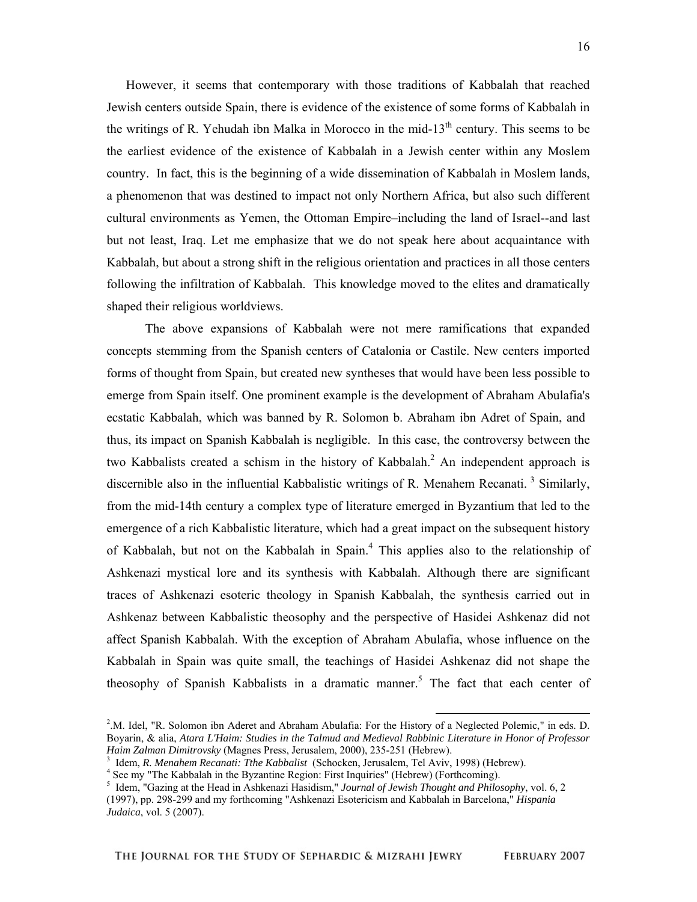However, it seems that contemporary with those traditions of Kabbalah that reached Jewish centers outside Spain, there is evidence of the existence of some forms of Kabbalah in the writings of R. Yehudah ibn Malka in Morocco in the mid-13th century. This seems to be the earliest evidence of the existence of Kabbalah in a Jewish center within any Moslem country. In fact, this is the beginning of a wide dissemination of Kabbalah in Moslem lands, a phenomenon that was destined to impact not only Northern Africa, but also such different cultural environments as Yemen, the Ottoman Empire–including the land of Israel--and last but not least, Iraq. Let me emphasize that we do not speak here about acquaintance with Kabbalah, but about a strong shift in the religious orientation and practices in all those centers following the infiltration of Kabbalah. This knowledge moved to the elites and dramatically shaped their religious worldviews.

The above expansions of Kabbalah were not mere ramifications that expanded concepts stemming from the Spanish centers of Catalonia or Castile. New centers imported forms of thought from Spain, but created new syntheses that would have been less possible to emerge from Spain itself. One prominent example is the development of Abraham Abulafia's ecstatic Kabbalah, which was banned by R. Solomon b. Abraham ibn Adret of Spain, and thus, its impact on Spanish Kabbalah is negligible. In this case, the controversy between the two Kabbalists created a schism in the history of Kabbalah.[2] An independent approach is discernible also in the influential Kabbalistic writings of R. Menahem Recanati.[3] Similarly, from the mid-14th century a complex type of literature emerged in Byzantium that led to the emergence of a rich Kabbalistic literature, which had a great impact on the subsequent history of Kabbalah, but not on the Kabbalah in Spain.[4] This applies also to the relationship of Ashkenazi mystical lore and its synthesis with Kabbalah. Although there are significant traces of Ashkenazi esoteric theology in Spanish Kabbalah, the synthesis carried out in Ashkenaz between Kabbalistic theosophy and the perspective of Hasidei Ashkenaz did not affect Spanish Kabbalah. With the exception of Abraham Abulafia, whose influence on the Kabbalah in Spain was quite small, the teachings of Hasidei Ashkenaz did not shape the theosophy of Spanish Kabbalists in a dramatic manner.[5] The fact that each center of

---

[2]. M. Idel, "R. Solomon ibn Aderet and Abraham Abulafia: For the History of a Neglected Polemic," in eds. D. Boyarin, & alia, *Atara L'Haim: Studies in the Talmud and Medieval Rabbinic Literature in Honor of Professor Haim Zalman Dimitrovsky* (Magnes Press, Jerusalem, 2000), 235-251 (Hebrew).

[3] Idem, *R. Menahem Recanati: Tthe Kabbalist* (Schocken, Jerusalem, Tel Aviv, 1998) (Hebrew).

[4] See my "The Kabbalah in the Byzantine Region: First Inquiries" (Hebrew) (Forthcoming).

[5] Idem, "Gazing at the Head in Ashkenazi Hasidism," *Journal of Jewish Thought and Philosophy*, vol. 6, 2 (1997), pp. 298-299 and my forthcoming "Ashkenazi Esotericism and Kabbalah in Barcelona," *Hispania Judaica*, vol. 5 (2007).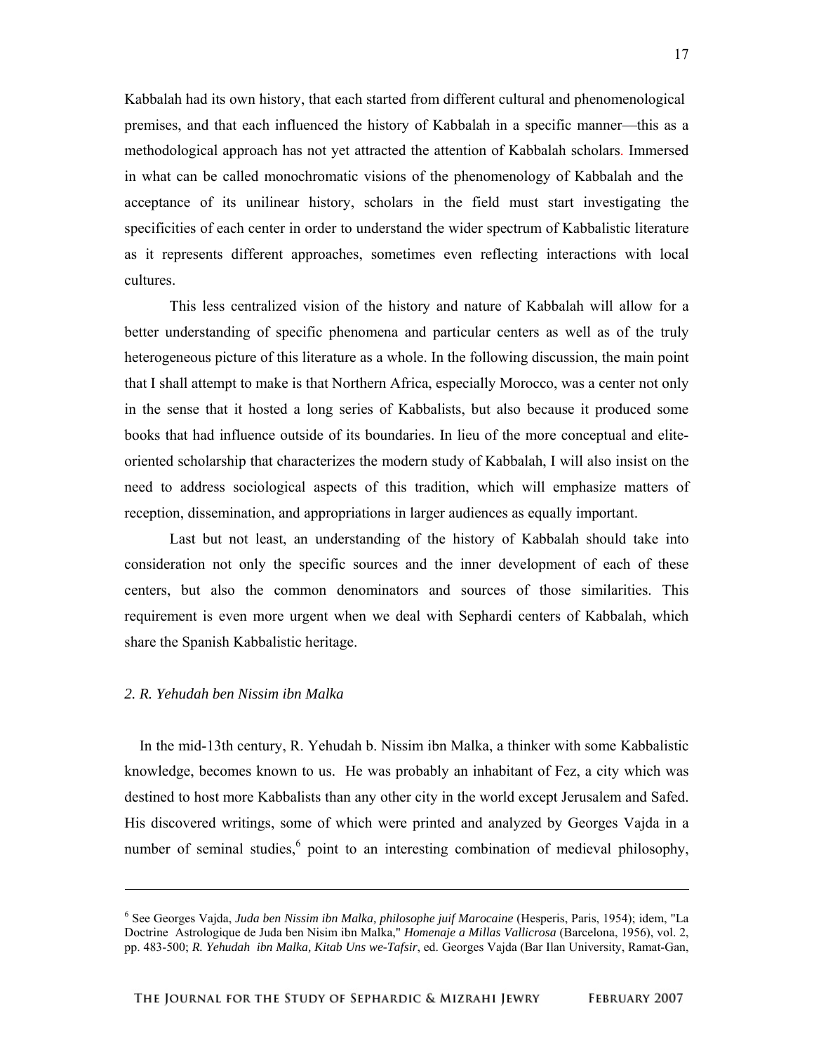Kabbalah had its own history, that each started from different cultural and phenomenological premises, and that each influenced the history of Kabbalah in a specific manner—this as a methodological approach has not yet attracted the attention of Kabbalah scholars. Immersed in what can be called monochromatic visions of the phenomenology of Kabbalah and the acceptance of its unilinear history, scholars in the field must start investigating the specificities of each center in order to understand the wider spectrum of Kabbalistic literature as it represents different approaches, sometimes even reflecting interactions with local cultures.

This less centralized vision of the history and nature of Kabbalah will allow for a better understanding of specific phenomena and particular centers as well as of the truly heterogeneous picture of this literature as a whole. In the following discussion, the main point that I shall attempt to make is that Northern Africa, especially Morocco, was a center not only in the sense that it hosted a long series of Kabbalists, but also because it produced some books that had influence outside of its boundaries. In lieu of the more conceptual and elite-oriented scholarship that characterizes the modern study of Kabbalah, I will also insist on the need to address sociological aspects of this tradition, which will emphasize matters of reception, dissemination, and appropriations in larger audiences as equally important.

Last but not least, an understanding of the history of Kabbalah should take into consideration not only the specific sources and the inner development of each of these centers, but also the common denominators and sources of those similarities. This requirement is even more urgent when we deal with Sephardi centers of Kabbalah, which share the Spanish Kabbalistic heritage.

### *2. R. Yehudah ben Nissim ibn Malka*

In the mid-13th century, R. Yehudah b. Nissim ibn Malka, a thinker with some Kabbalistic knowledge, becomes known to us. He was probably an inhabitant of Fez, a city which was destined to host more Kabbalists than any other city in the world except Jerusalem and Safed. His discovered writings, some of which were printed and analyzed by Georges Vajda in a number of seminal studies,[6] point to an interesting combination of medieval philosophy,

---

[6] See Georges Vajda, *Juda ben Nissim ibn Malka, philosophe juif Marocaine* (Hesperis, Paris, 1954); idem, "La Doctrine Astrologique de Juda ben Nisim ibn Malka," *Homenaje a Millas Vallicrosa* (Barcelona, 1956), vol. 2, pp. 483-500; *R. Yehudah ibn Malka, Kitab Uns we-Tafsir*, ed. Georges Vajda (Bar Ilan University, Ramat-Gan,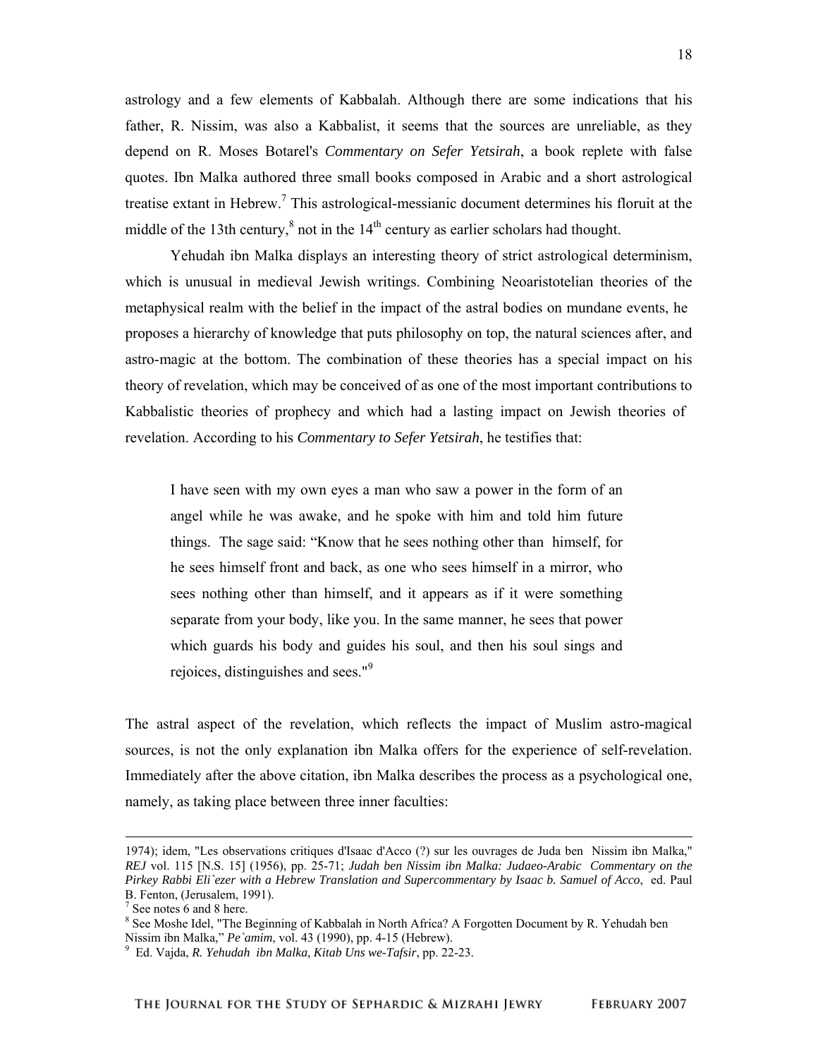astrology and a few elements of Kabbalah. Although there are some indications that his father, R. Nissim, was also a Kabbalist, it seems that the sources are unreliable, as they depend on R. Moses Botarel's *Commentary on Sefer Yetsirah*, a book replete with false quotes. Ibn Malka authored three small books composed in Arabic and a short astrological treatise extant in Hebrew.[7] This astrological-messianic document determines his floruit at the middle of the 13th century,[8] not in the 14th century as earlier scholars had thought.

Yehudah ibn Malka displays an interesting theory of strict astrological determinism, which is unusual in medieval Jewish writings. Combining Neoaristotelian theories of the metaphysical realm with the belief in the impact of the astral bodies on mundane events, he proposes a hierarchy of knowledge that puts philosophy on top, the natural sciences after, and astro-magic at the bottom. The combination of these theories has a special impact on his theory of revelation, which may be conceived of as one of the most important contributions to Kabbalistic theories of prophecy and which had a lasting impact on Jewish theories of revelation. According to his *Commentary to Sefer Yetsirah*, he testifies that:

> I have seen with my own eyes a man who saw a power in the form of an angel while he was awake, and he spoke with him and told him future things. The sage said: "Know that he sees nothing other than himself, for he sees himself front and back, as one who sees himself in a mirror, who sees nothing other than himself, and it appears as if it were something separate from your body, like you. In the same manner, he sees that power which guards his body and guides his soul, and then his soul sings and rejoices, distinguishes and sees."[9]

The astral aspect of the revelation, which reflects the impact of Muslim astro-magical sources, is not the only explanation ibn Malka offers for the experience of self-revelation. Immediately after the above citation, ibn Malka describes the process as a psychological one, namely, as taking place between three inner faculties:

---

1974); idem, "Les observations critiques d'Isaac d'Acco (?) sur les ouvrages de Juda ben Nissim ibn Malka," *REJ* vol. 115 [N.S. 15] (1956), pp. 25-71; *Judah ben Nissim ibn Malka: Judaeo-Arabic Commentary on the Pirkey Rabbi Eli`ezer with a Hebrew Translation and Supercommentary by Isaac b. Samuel of Acco*, ed. Paul B. Fenton, (Jerusalem, 1991).

[7] See notes 6 and 8 here.

[8] See Moshe Idel, "The Beginning of Kabbalah in North Africa? A Forgotten Document by R. Yehudah ben Nissim ibn Malka," *Pe`amim*, vol. 43 (1990), pp. 4-15 (Hebrew).

[9] Ed. Vajda, *R. Yehudah ibn Malka, Kitab Uns we-Tafsir*, pp. 22-23.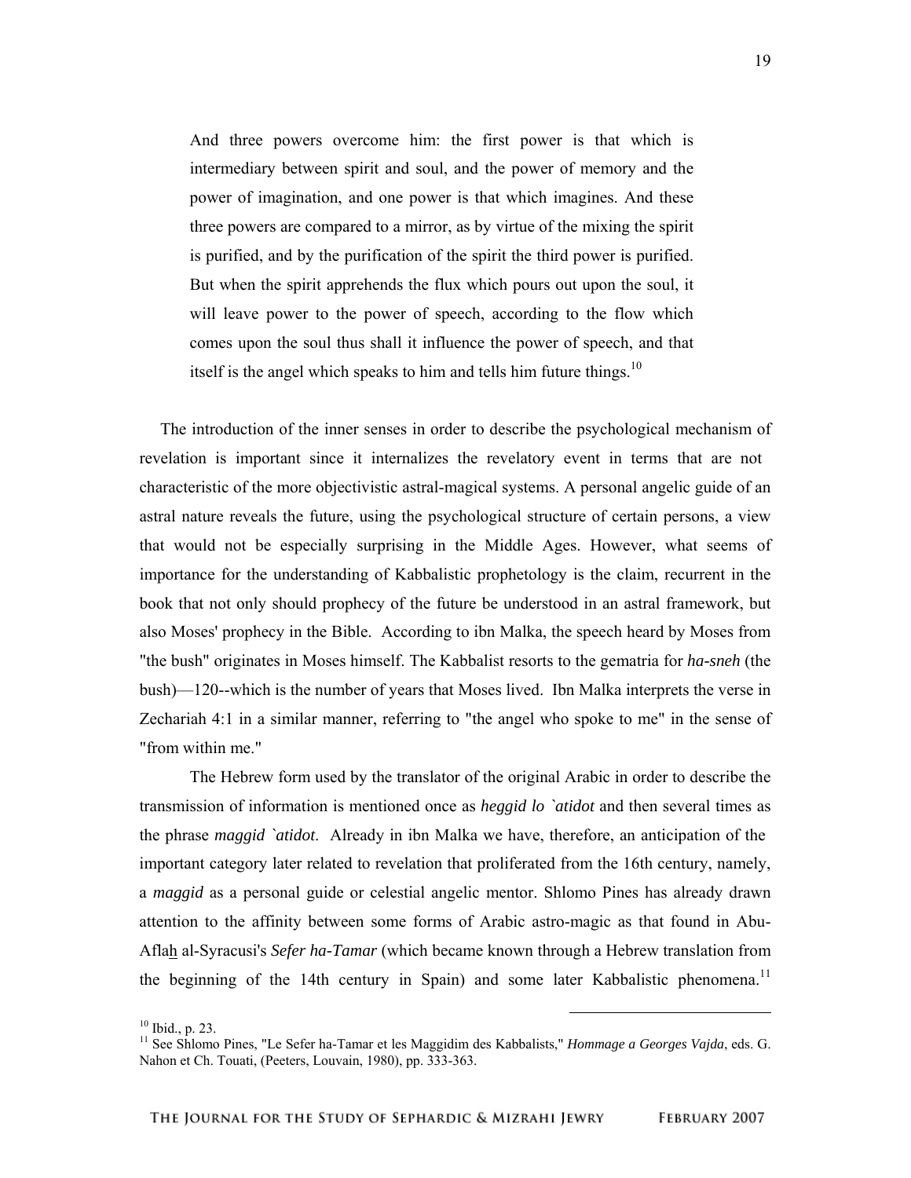> And three powers overcome him: the first power is that which is intermediary between spirit and soul, and the power of memory and the power of imagination, and one power is that which imagines. And these three powers are compared to a mirror, as by virtue of the mixing the spirit is purified, and by the purification of the spirit the third power is purified. But when the spirit apprehends the flux which pours out upon the soul, it will leave power to the power of speech, according to the flow which comes upon the soul thus shall it influence the power of speech, and that itself is the angel which speaks to him and tells him future things.[10]

The introduction of the inner senses in order to describe the psychological mechanism of revelation is important since it internalizes the revelatory event in terms that are not characteristic of the more objectivistic astral-magical systems. A personal angelic guide of an astral nature reveals the future, using the psychological structure of certain persons, a view that would not be especially surprising in the Middle Ages. However, what seems of importance for the understanding of Kabbalistic prophetology is the claim, recurrent in the book that not only should prophecy of the future be understood in an astral framework, but also Moses' prophecy in the Bible. According to ibn Malka, the speech heard by Moses from "the bush" originates in Moses himself. The Kabbalist resorts to the gematria for *ha-sneh* (the bush)—120--which is the number of years that Moses lived. Ibn Malka interprets the verse in Zechariah 4:1 in a similar manner, referring to "the angel who spoke to me" in the sense of "from within me."

The Hebrew form used by the translator of the original Arabic in order to describe the transmission of information is mentioned once as *heggid lo `atidot* and then several times as the phrase *maggid `atidot*. Already in ibn Malka we have, therefore, an anticipation of the important category later related to revelation that proliferated from the 16th century, namely, a *maggid* as a personal guide or celestial angelic mentor. Shlomo Pines has already drawn attention to the affinity between some forms of Arabic astro-magic as that found in Abu-Aflaḫ al-Syracusi's *Sefer ha-Tamar* (which became known through a Hebrew translation from the beginning of the 14th century in Spain) and some later Kabbalistic phenomena.[11]

---

[10] Ibid., p. 23.

[11] See Shlomo Pines, "Le Sefer ha-Tamar et les Maggidim des Kabbalists," *Hommage a Georges Vajda*, eds. G. Nahon et Ch. Touati, (Peeters, Louvain, 1980), pp. 333-363.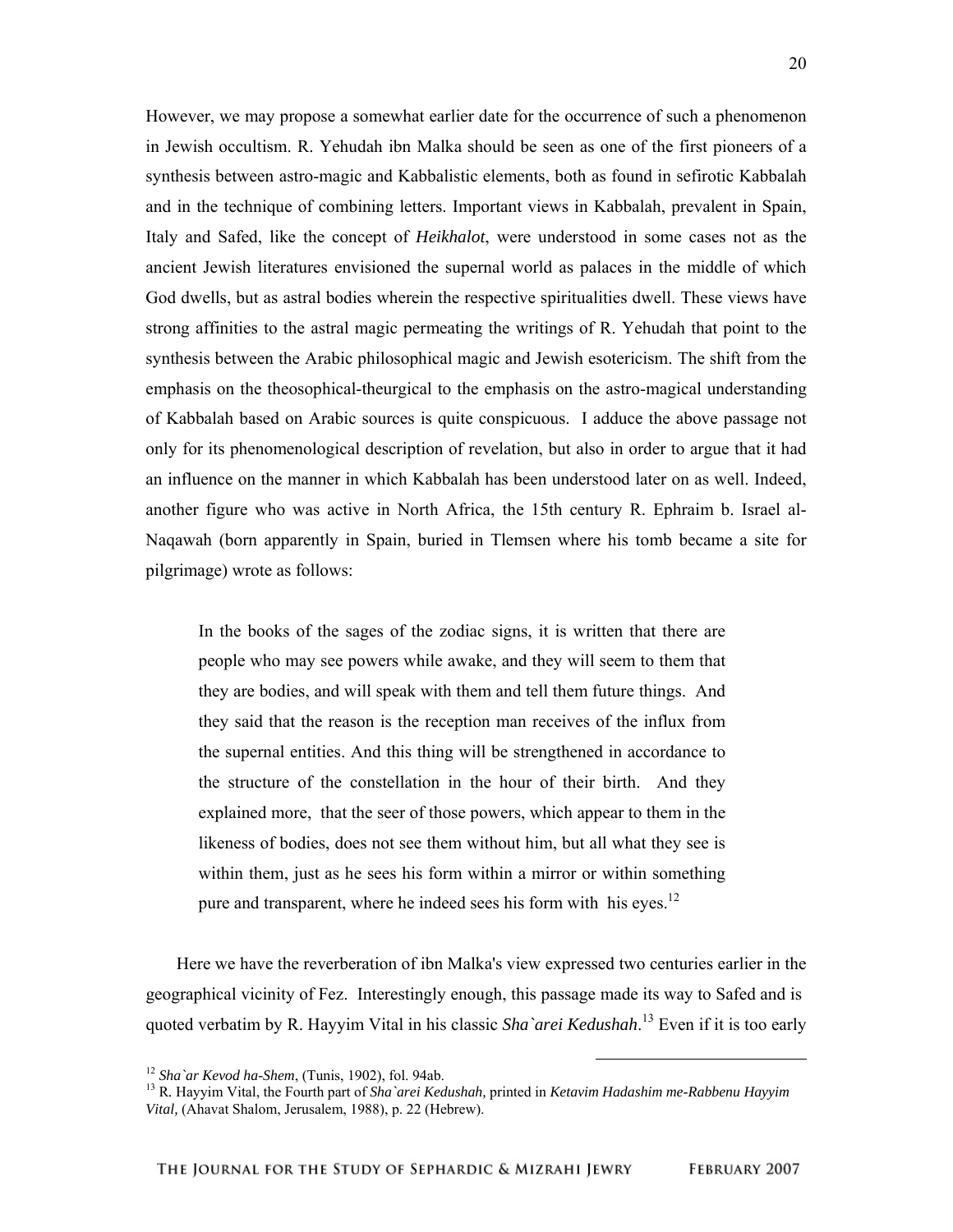However, we may propose a somewhat earlier date for the occurrence of such a phenomenon in Jewish occultism. R. Yehudah ibn Malka should be seen as one of the first pioneers of a synthesis between astro-magic and Kabbalistic elements, both as found in sefirotic Kabbalah and in the technique of combining letters. Important views in Kabbalah, prevalent in Spain, Italy and Safed, like the concept of *Heikhalot*, were understood in some cases not as the ancient Jewish literatures envisioned the supernal world as palaces in the middle of which God dwells, but as astral bodies wherein the respective spiritualities dwell. These views have strong affinities to the astral magic permeating the writings of R. Yehudah that point to the synthesis between the Arabic philosophical magic and Jewish esotericism. The shift from the emphasis on the theosophical-theurgical to the emphasis on the astro-magical understanding of Kabbalah based on Arabic sources is quite conspicuous. I adduce the above passage not only for its phenomenological description of revelation, but also in order to argue that it had an influence on the manner in which Kabbalah has been understood later on as well. Indeed, another figure who was active in North Africa, the 15th century R. Ephraim b. Israel al-Naqawah (born apparently in Spain, buried in Tlemsen where his tomb became a site for pilgrimage) wrote as follows:

> In the books of the sages of the zodiac signs, it is written that there are people who may see powers while awake, and they will seem to them that they are bodies, and will speak with them and tell them future things. And they said that the reason is the reception man receives of the influx from the supernal entities. And this thing will be strengthened in accordance to the structure of the constellation in the hour of their birth. And they explained more, that the seer of those powers, which appear to them in the likeness of bodies, does not see them without him, but all what they see is within them, just as he sees his form within a mirror or within something pure and transparent, where he indeed sees his form with his eyes.[12]

Here we have the reverberation of ibn Malka's view expressed two centuries earlier in the geographical vicinity of Fez. Interestingly enough, this passage made its way to Safed and is quoted verbatim by R. Hayyim Vital in his classic *Sha`arei Kedushah*.[13] Even if it is too early

---

[12] *Sha`ar Kevod ha-Shem*, (Tunis, 1902), fol. 94ab.

[13] R. Hayyim Vital, the Fourth part of *Sha`arei Kedushah,* printed in *Ketavim Hadashim me-Rabbenu Hayyim Vital,* (Ahavat Shalom, Jerusalem, 1988), p. 22 (Hebrew).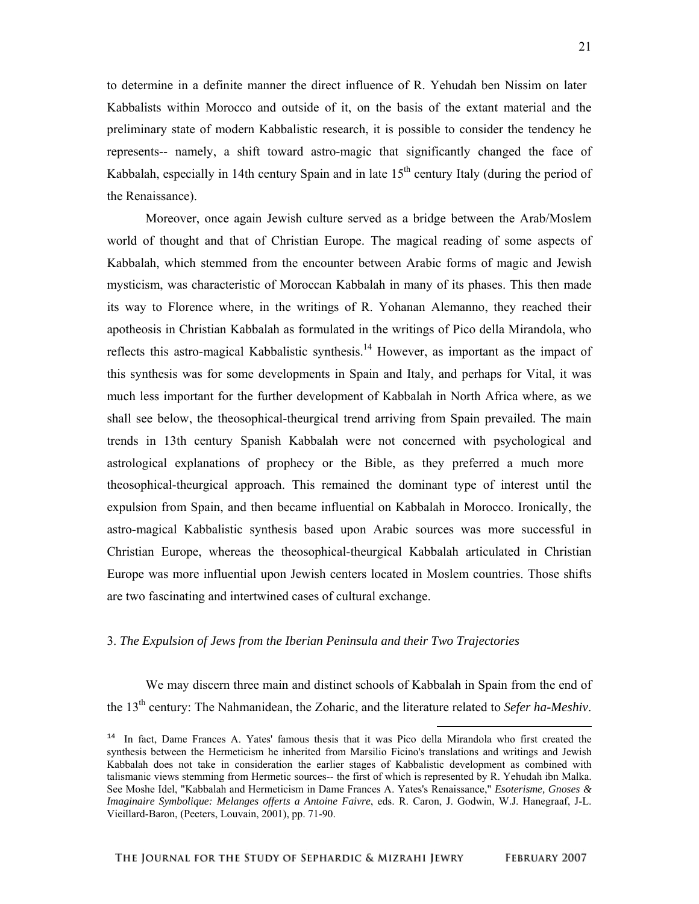to determine in a definite manner the direct influence of R. Yehudah ben Nissim on later Kabbalists within Morocco and outside of it, on the basis of the extant material and the preliminary state of modern Kabbalistic research, it is possible to consider the tendency he represents-- namely, a shift toward astro-magic that significantly changed the face of Kabbalah, especially in 14th century Spain and in late 15th century Italy (during the period of the Renaissance).

Moreover, once again Jewish culture served as a bridge between the Arab/Moslem world of thought and that of Christian Europe. The magical reading of some aspects of Kabbalah, which stemmed from the encounter between Arabic forms of magic and Jewish mysticism, was characteristic of Moroccan Kabbalah in many of its phases. This then made its way to Florence where, in the writings of R. Yohanan Alemanno, they reached their apotheosis in Christian Kabbalah as formulated in the writings of Pico della Mirandola, who reflects this astro-magical Kabbalistic synthesis.[14] However, as important as the impact of this synthesis was for some developments in Spain and Italy, and perhaps for Vital, it was much less important for the further development of Kabbalah in North Africa where, as we shall see below, the theosophical-theurgical trend arriving from Spain prevailed. The main trends in 13th century Spanish Kabbalah were not concerned with psychological and astrological explanations of prophecy or the Bible, as they preferred a much more theosophical-theurgical approach. This remained the dominant type of interest until the expulsion from Spain, and then became influential on Kabbalah in Morocco. Ironically, the astro-magical Kabbalistic synthesis based upon Arabic sources was more successful in Christian Europe, whereas the theosophical-theurgical Kabbalah articulated in Christian Europe was more influential upon Jewish centers located in Moslem countries. Those shifts are two fascinating and intertwined cases of cultural exchange.

## 3. *The Expulsion of Jews from the Iberian Peninsula and their Two Trajectories*

We may discern three main and distinct schools of Kabbalah in Spain from the end of the 13th century: The Nahmanidean, the Zoharic, and the literature related to *Sefer ha-Meshiv*.

---

[14] In fact, Dame Frances A. Yates' famous thesis that it was Pico della Mirandola who first created the synthesis between the Hermeticism he inherited from Marsilio Ficino's translations and writings and Jewish Kabbalah does not take in consideration the earlier stages of Kabbalistic development as combined with talismanic views stemming from Hermetic sources-- the first of which is represented by R. Yehudah ibn Malka. See Moshe Idel, "Kabbalah and Hermeticism in Dame Frances A. Yates's Renaissance," *Esoterisme, Gnoses & Imaginaire Symbolique: Melanges offerts a Antoine Faivre*, eds. R. Caron, J. Godwin, W.J. Hanegraaf, J-L. Vieillard-Baron, (Peeters, Louvain, 2001), pp. 71-90.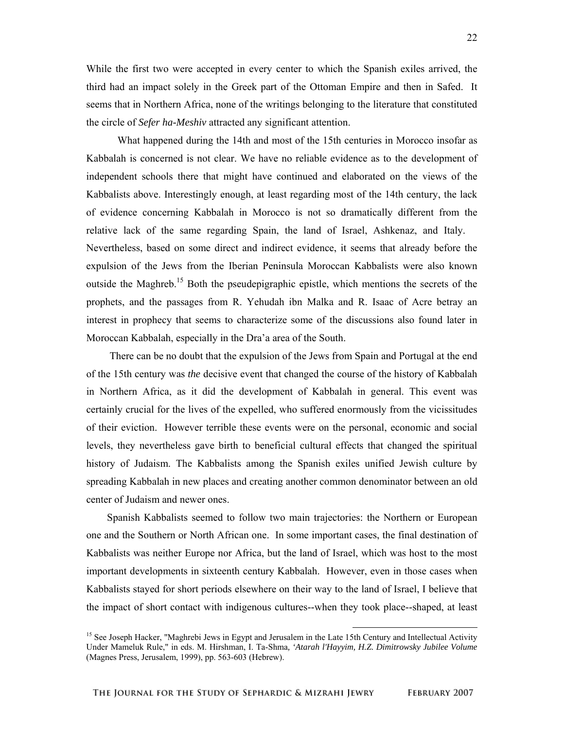While the first two were accepted in every center to which the Spanish exiles arrived, the third had an impact solely in the Greek part of the Ottoman Empire and then in Safed. It seems that in Northern Africa, none of the writings belonging to the literature that constituted the circle of *Sefer ha-Meshiv* attracted any significant attention.

What happened during the 14th and most of the 15th centuries in Morocco insofar as Kabbalah is concerned is not clear. We have no reliable evidence as to the development of independent schools there that might have continued and elaborated on the views of the Kabbalists above. Interestingly enough, at least regarding most of the 14th century, the lack of evidence concerning Kabbalah in Morocco is not so dramatically different from the relative lack of the same regarding Spain, the land of Israel, Ashkenaz, and Italy. Nevertheless, based on some direct and indirect evidence, it seems that already before the expulsion of the Jews from the Iberian Peninsula Moroccan Kabbalists were also known outside the Maghreb.[15] Both the pseudepigraphic epistle, which mentions the secrets of the prophets, and the passages from R. Yehudah ibn Malka and R. Isaac of Acre betray an interest in prophecy that seems to characterize some of the discussions also found later in Moroccan Kabbalah, especially in the Dra'a area of the South.

There can be no doubt that the expulsion of the Jews from Spain and Portugal at the end of the 15th century was *the* decisive event that changed the course of the history of Kabbalah in Northern Africa, as it did the development of Kabbalah in general. This event was certainly crucial for the lives of the expelled, who suffered enormously from the vicissitudes of their eviction. However terrible these events were on the personal, economic and social levels, they nevertheless gave birth to beneficial cultural effects that changed the spiritual history of Judaism. The Kabbalists among the Spanish exiles unified Jewish culture by spreading Kabbalah in new places and creating another common denominator between an old center of Judaism and newer ones.

Spanish Kabbalists seemed to follow two main trajectories: the Northern or European one and the Southern or North African one. In some important cases, the final destination of Kabbalists was neither Europe nor Africa, but the land of Israel, which was host to the most important developments in sixteenth century Kabbalah. However, even in those cases when Kabbalists stayed for short periods elsewhere on their way to the land of Israel, I believe that the impact of short contact with indigenous cultures--when they took place--shaped, at least

[15] See Joseph Hacker, "Maghrebi Jews in Egypt and Jerusalem in the Late 15th Century and Intellectual Activity Under Mameluk Rule," in eds. M. Hirshman, I. Ta-Shma, *'Atarah l'Hayyim, H.Z. Dimitrowsky Jubilee Volume* (Magnes Press, Jerusalem, 1999), pp. 563-603 (Hebrew).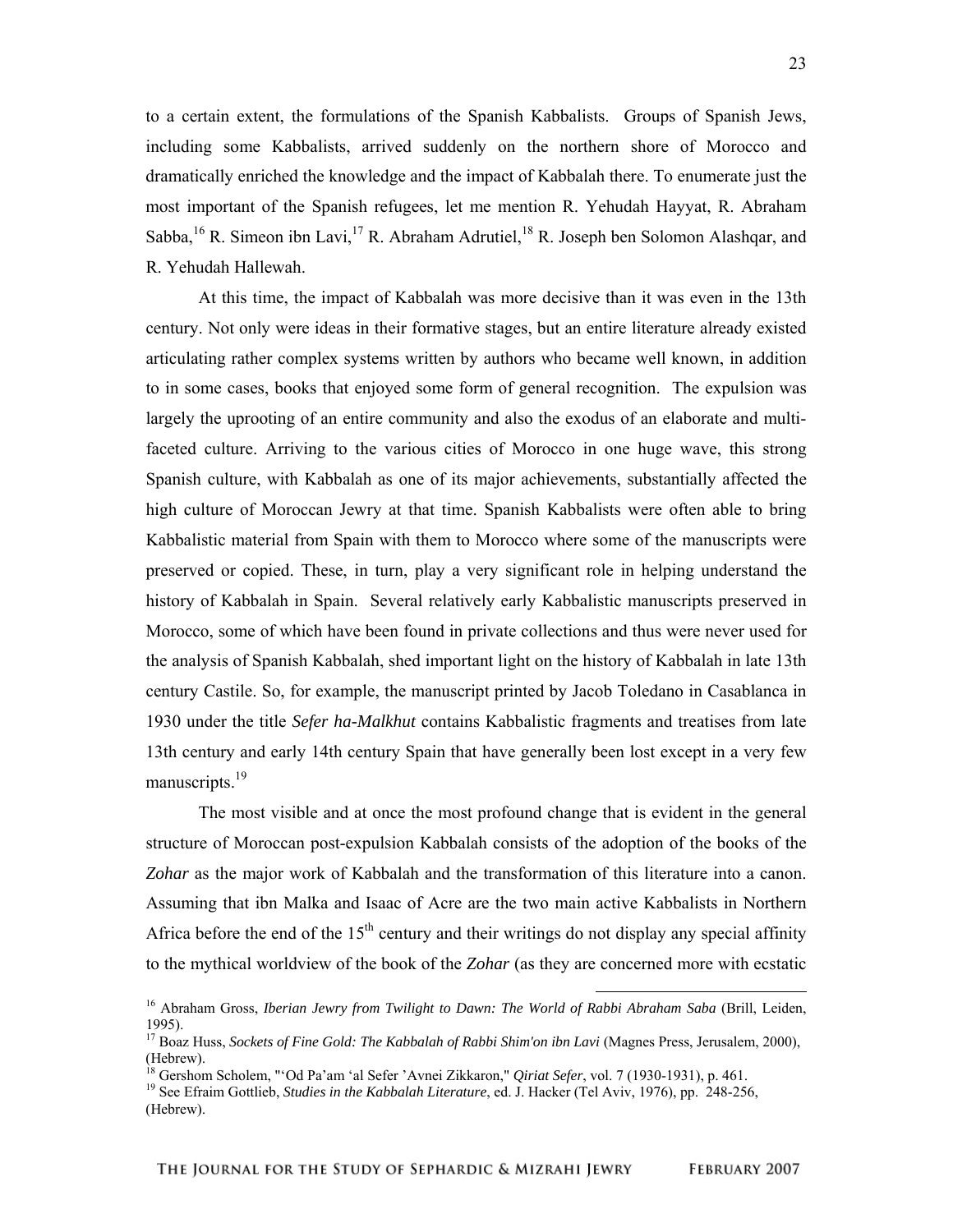to a certain extent, the formulations of the Spanish Kabbalists. Groups of Spanish Jews, including some Kabbalists, arrived suddenly on the northern shore of Morocco and dramatically enriched the knowledge and the impact of Kabbalah there. To enumerate just the most important of the Spanish refugees, let me mention R. Yehudah Hayyat, R. Abraham Sabba,[16] R. Simeon ibn Lavi,[17] R. Abraham Adrutiel,[18] R. Joseph ben Solomon Alashqar, and R. Yehudah Hallewah.

At this time, the impact of Kabbalah was more decisive than it was even in the 13th century. Not only were ideas in their formative stages, but an entire literature already existed articulating rather complex systems written by authors who became well known, in addition to in some cases, books that enjoyed some form of general recognition. The expulsion was largely the uprooting of an entire community and also the exodus of an elaborate and multi-faceted culture. Arriving to the various cities of Morocco in one huge wave, this strong Spanish culture, with Kabbalah as one of its major achievements, substantially affected the high culture of Moroccan Jewry at that time. Spanish Kabbalists were often able to bring Kabbalistic material from Spain with them to Morocco where some of the manuscripts were preserved or copied. These, in turn, play a very significant role in helping understand the history of Kabbalah in Spain. Several relatively early Kabbalistic manuscripts preserved in Morocco, some of which have been found in private collections and thus were never used for the analysis of Spanish Kabbalah, shed important light on the history of Kabbalah in late 13th century Castile. So, for example, the manuscript printed by Jacob Toledano in Casablanca in 1930 under the title *Sefer ha-Malkhut* contains Kabbalistic fragments and treatises from late 13th century and early 14th century Spain that have generally been lost except in a very few manuscripts.[19]

The most visible and at once the most profound change that is evident in the general structure of Moroccan post-expulsion Kabbalah consists of the adoption of the books of the *Zohar* as the major work of Kabbalah and the transformation of this literature into a canon. Assuming that ibn Malka and Isaac of Acre are the two main active Kabbalists in Northern Africa before the end of the 15th century and their writings do not display any special affinity to the mythical worldview of the book of the *Zohar* (as they are concerned more with ecstatic

[16] Abraham Gross, *Iberian Jewry from Twilight to Dawn: The World of Rabbi Abraham Saba* (Brill, Leiden, 1995).

[17] Boaz Huss, *Sockets of Fine Gold: The Kabbalah of Rabbi Shim'on ibn Lavi* (Magnes Press, Jerusalem, 2000), (Hebrew).

[18] Gershom Scholem, "'Od Pa'am 'al Sefer 'Avnei Zikkaron," *Qiriat Sefer*, vol. 7 (1930-1931), p. 461.

[19] See Efraim Gottlieb, *Studies in the Kabbalah Literature*, ed. J. Hacker (Tel Aviv, 1976), pp. 248-256, (Hebrew).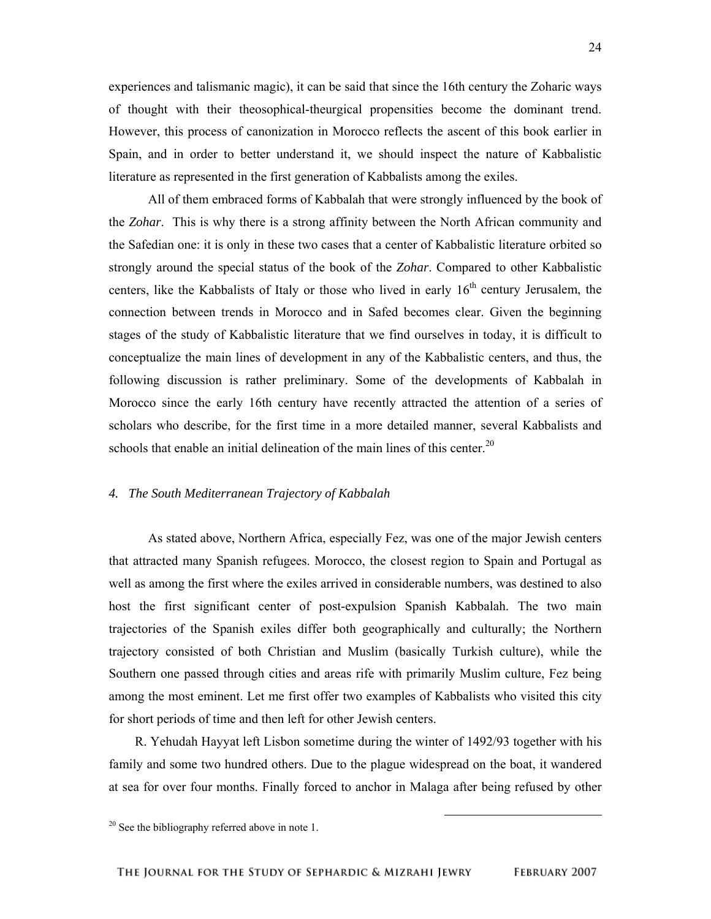experiences and talismanic magic), it can be said that since the 16th century the Zoharic ways of thought with their theosophical-theurgical propensities become the dominant trend. However, this process of canonization in Morocco reflects the ascent of this book earlier in Spain, and in order to better understand it, we should inspect the nature of Kabbalistic literature as represented in the first generation of Kabbalists among the exiles.

All of them embraced forms of Kabbalah that were strongly influenced by the book of the *Zohar*. This is why there is a strong affinity between the North African community and the Safedian one: it is only in these two cases that a center of Kabbalistic literature orbited so strongly around the special status of the book of the *Zohar*. Compared to other Kabbalistic centers, like the Kabbalists of Italy or those who lived in early 16th century Jerusalem, the connection between trends in Morocco and in Safed becomes clear. Given the beginning stages of the study of Kabbalistic literature that we find ourselves in today, it is difficult to conceptualize the main lines of development in any of the Kabbalistic centers, and thus, the following discussion is rather preliminary. Some of the developments of Kabbalah in Morocco since the early 16th century have recently attracted the attention of a series of scholars who describe, for the first time in a more detailed manner, several Kabbalists and schools that enable an initial delineation of the main lines of this center.[20]

### *4. The South Mediterranean Trajectory of Kabbalah*

As stated above, Northern Africa, especially Fez, was one of the major Jewish centers that attracted many Spanish refugees. Morocco, the closest region to Spain and Portugal as well as among the first where the exiles arrived in considerable numbers, was destined to also host the first significant center of post-expulsion Spanish Kabbalah. The two main trajectories of the Spanish exiles differ both geographically and culturally; the Northern trajectory consisted of both Christian and Muslim (basically Turkish culture), while the Southern one passed through cities and areas rife with primarily Muslim culture, Fez being among the most eminent. Let me first offer two examples of Kabbalists who visited this city for short periods of time and then left for other Jewish centers.

R. Yehudah Hayyat left Lisbon sometime during the winter of 1492/93 together with his family and some two hundred others. Due to the plague widespread on the boat, it wandered at sea for over four months. Finally forced to anchor in Malaga after being refused by other

[20] See the bibliography referred above in note 1.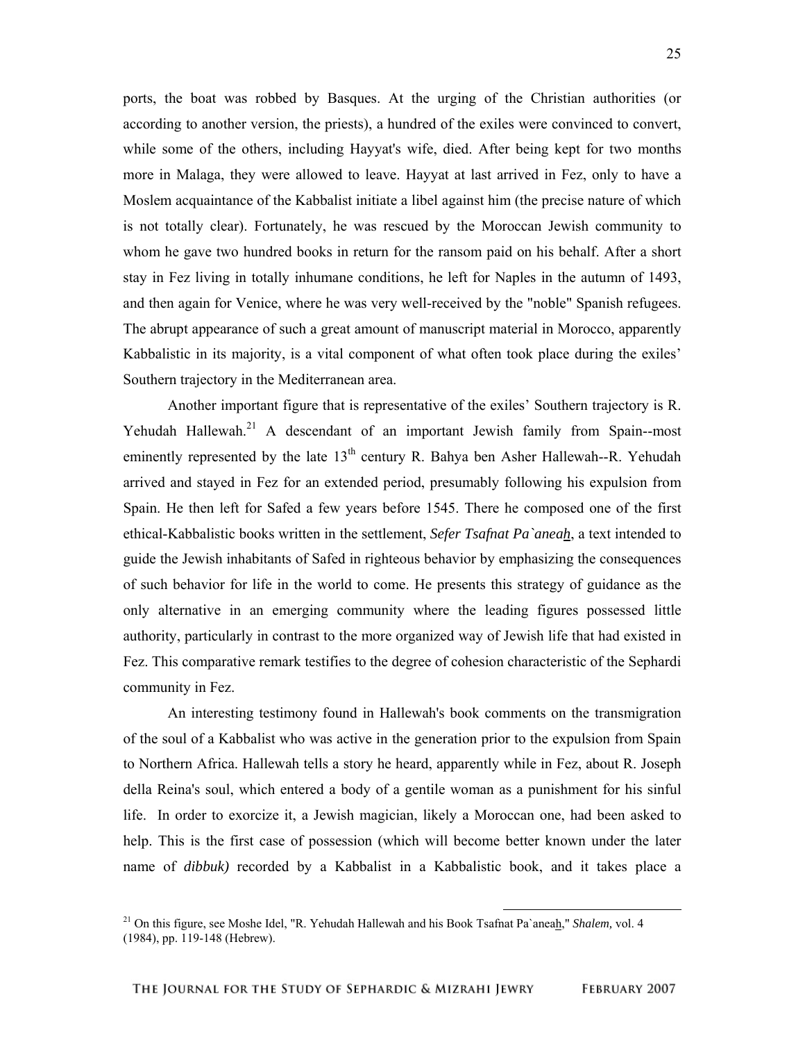ports, the boat was robbed by Basques. At the urging of the Christian authorities (or according to another version, the priests), a hundred of the exiles were convinced to convert, while some of the others, including Hayyat's wife, died. After being kept for two months more in Malaga, they were allowed to leave. Hayyat at last arrived in Fez, only to have a Moslem acquaintance of the Kabbalist initiate a libel against him (the precise nature of which is not totally clear). Fortunately, he was rescued by the Moroccan Jewish community to whom he gave two hundred books in return for the ransom paid on his behalf. After a short stay in Fez living in totally inhumane conditions, he left for Naples in the autumn of 1493, and then again for Venice, where he was very well-received by the "noble" Spanish refugees. The abrupt appearance of such a great amount of manuscript material in Morocco, apparently Kabbalistic in its majority, is a vital component of what often took place during the exiles' Southern trajectory in the Mediterranean area.

Another important figure that is representative of the exiles' Southern trajectory is R. Yehudah Hallewah.[21] A descendant of an important Jewish family from Spain--most eminently represented by the late 13th century R. Bahya ben Asher Hallewah--R. Yehudah arrived and stayed in Fez for an extended period, presumably following his expulsion from Spain. He then left for Safed a few years before 1545. There he composed one of the first ethical-Kabbalistic books written in the settlement, ***Sefer Tsafnat Pa`aneah***, a text intended to guide the Jewish inhabitants of Safed in righteous behavior by emphasizing the consequences of such behavior for life in the world to come. He presents this strategy of guidance as the only alternative in an emerging community where the leading figures possessed little authority, particularly in contrast to the more organized way of Jewish life that had existed in Fez. This comparative remark testifies to the degree of cohesion characteristic of the Sephardi community in Fez.

An interesting testimony found in Hallewah's book comments on the transmigration of the soul of a Kabbalist who was active in the generation prior to the expulsion from Spain to Northern Africa. Hallewah tells a story he heard, apparently while in Fez, about R. Joseph della Reina's soul, which entered a body of a gentile woman as a punishment for his sinful life. In order to exorcize it, a Jewish magician, likely a Moroccan one, had been asked to help. This is the first case of possession (which will become better known under the later name of ***dibbuk)*** recorded by a Kabbalist in a Kabbalistic book, and it takes place a

---

[21] On this figure, see Moshe Idel, "R. Yehudah Hallewah and his Book Tsafnat Pa`aneah," *Shalem,* vol. 4 (1984), pp. 119-148 (Hebrew).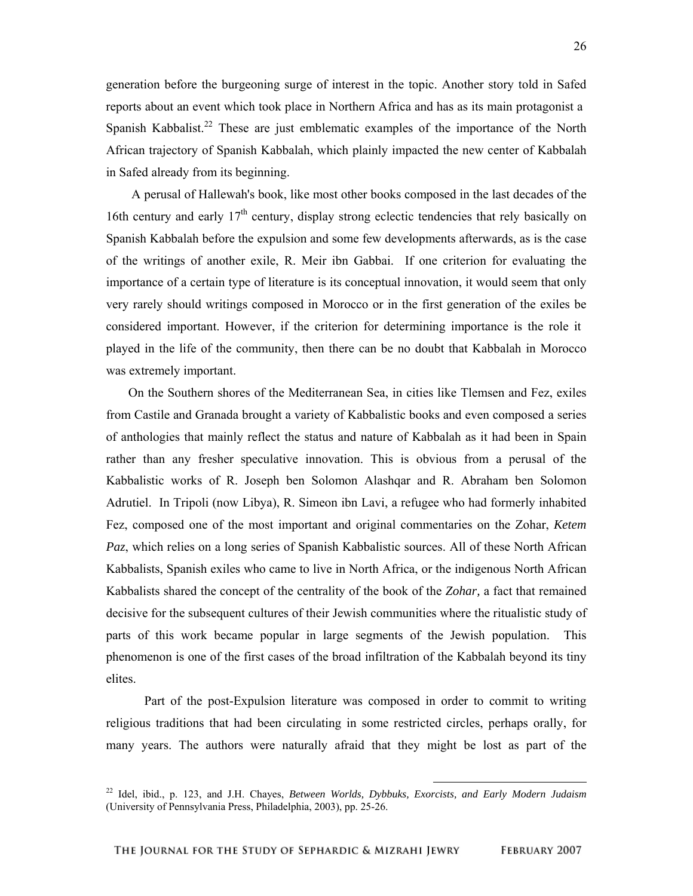generation before the burgeoning surge of interest in the topic. Another story told in Safed reports about an event which took place in Northern Africa and has as its main protagonist a Spanish Kabbalist.[22] These are just emblematic examples of the importance of the North African trajectory of Spanish Kabbalah, which plainly impacted the new center of Kabbalah in Safed already from its beginning.

A perusal of Hallewah's book, like most other books composed in the last decades of the 16th century and early 17th century, display strong eclectic tendencies that rely basically on Spanish Kabbalah before the expulsion and some few developments afterwards, as is the case of the writings of another exile, R. Meir ibn Gabbai. If one criterion for evaluating the importance of a certain type of literature is its conceptual innovation, it would seem that only very rarely should writings composed in Morocco or in the first generation of the exiles be considered important. However, if the criterion for determining importance is the role it played in the life of the community, then there can be no doubt that Kabbalah in Morocco was extremely important.

On the Southern shores of the Mediterranean Sea, in cities like Tlemsen and Fez, exiles from Castile and Granada brought a variety of Kabbalistic books and even composed a series of anthologies that mainly reflect the status and nature of Kabbalah as it had been in Spain rather than any fresher speculative innovation. This is obvious from a perusal of the Kabbalistic works of R. Joseph ben Solomon Alashqar and R. Abraham ben Solomon Adrutiel. In Tripoli (now Libya), R. Simeon ibn Lavi, a refugee who had formerly inhabited Fez, composed one of the most important and original commentaries on the Zohar, ***Ketem Paz***, which relies on a long series of Spanish Kabbalistic sources. All of these North African Kabbalists, Spanish exiles who came to live in North Africa, or the indigenous North African Kabbalists shared the concept of the centrality of the book of the ***Zohar,*** a fact that remained decisive for the subsequent cultures of their Jewish communities where the ritualistic study of parts of this work became popular in large segments of the Jewish population. This phenomenon is one of the first cases of the broad infiltration of the Kabbalah beyond its tiny elites.

Part of the post-Expulsion literature was composed in order to commit to writing religious traditions that had been circulating in some restricted circles, perhaps orally, for many years. The authors were naturally afraid that they might be lost as part of the

---

[22] Idel, ibid., p. 123, and J.H. Chayes, *Between Worlds, Dybbuks, Exorcists, and Early Modern Judaism* (University of Pennsylvania Press, Philadelphia, 2003), pp. 25-26.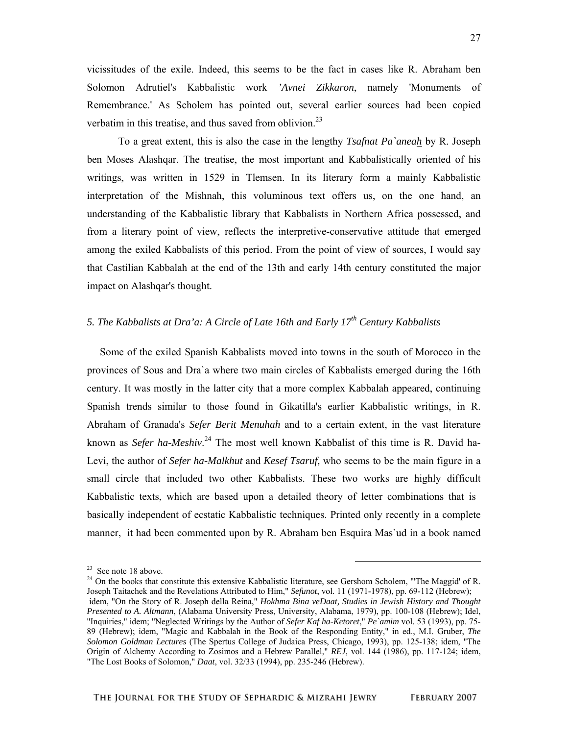vicissitudes of the exile. Indeed, this seems to be the fact in cases like R. Abraham ben Solomon Adrutiel's Kabbalistic work *'Avnei Zikkaron*, namely 'Monuments of Remembrance.' As Scholem has pointed out, several earlier sources had been copied verbatim in this treatise, and thus saved from oblivion.[23]

To a great extent, this is also the case in the lengthy *Tsafnat Pa`aneah* by R. Joseph ben Moses Alashqar. The treatise, the most important and Kabbalistically oriented of his writings, was written in 1529 in Tlemsen. In its literary form a mainly Kabbalistic interpretation of the Mishnah, this voluminous text offers us, on the one hand, an understanding of the Kabbalistic library that Kabbalists in Northern Africa possessed, and from a literary point of view, reflects the interpretive-conservative attitude that emerged among the exiled Kabbalists of this period. From the point of view of sources, I would say that Castilian Kabbalah at the end of the 13th and early 14th century constituted the major impact on Alashqar's thought.

### *5. The Kabbalists at Dra'a: A Circle of Late 16th and Early 17th Century Kabbalists*

Some of the exiled Spanish Kabbalists moved into towns in the south of Morocco in the provinces of Sous and Dra`a where two main circles of Kabbalists emerged during the 16th century. It was mostly in the latter city that a more complex Kabbalah appeared, continuing Spanish trends similar to those found in Gikatilla's earlier Kabbalistic writings, in R. Abraham of Granada's *Sefer Berit Menuhah* and to a certain extent, in the vast literature known as *Sefer ha-Meshiv*.[24] The most well known Kabbalist of this time is R. David ha-Levi, the author of *Sefer ha-Malkhut* and *Kesef Tsaruf,* who seems to be the main figure in a small circle that included two other Kabbalists. These two works are highly difficult Kabbalistic texts, which are based upon a detailed theory of letter combinations that is basically independent of ecstatic Kabbalistic techniques. Printed only recently in a complete manner, it had been commented upon by R. Abraham ben Esquira Mas`ud in a book named

---

[23] See note 18 above.

[24] On the books that constitute this extensive Kabbalistic literature, see Gershom Scholem, "'The Maggid' of R. Joseph Taitachek and the Revelations Attributed to Him," *Sefunot*, vol. 11 (1971-1978), pp. 69-112 (Hebrew); idem, "On the Story of R. Joseph della Reina," *Hokhma Bina veDaat, Studies in Jewish History and Thought Presented to A. Altmann*, (Alabama University Press, University, Alabama, 1979), pp. 100-108 (Hebrew); Idel, "Inquiries," idem; "Neglected Writings by the Author of *Sefer Kaf ha-Ketoret*," *Pe`amim* vol. 53 (1993), pp. 75-89 (Hebrew); idem, "Magic and Kabbalah in the Book of the Responding Entity," in ed., M.I. Gruber, *The Solomon Goldman Lectures* (The Spertus College of Judaica Press, Chicago, 1993), pp. 125-138; idem, "The Origin of Alchemy According to Zosimos and a Hebrew Parallel," *REJ*, vol. 144 (1986), pp. 117-124; idem, "The Lost Books of Solomon," *Daat*, vol. 32/33 (1994), pp. 235-246 (Hebrew).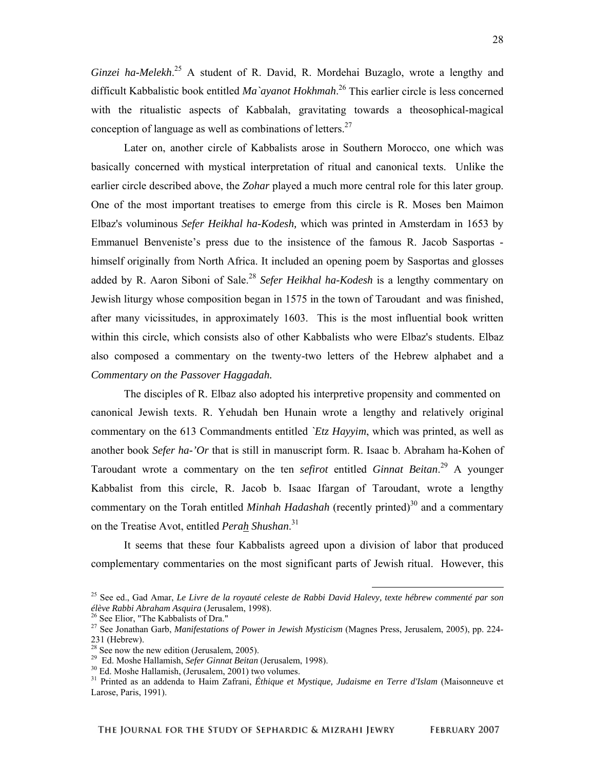*Ginzei ha-Melekh*.[25] A student of R. David, R. Mordehai Buzaglo, wrote a lengthy and difficult Kabbalistic book entitled *Ma`ayanot Hokhmah*.[26] This earlier circle is less concerned with the ritualistic aspects of Kabbalah, gravitating towards a theosophical-magical conception of language as well as combinations of letters.[27]

Later on, another circle of Kabbalists arose in Southern Morocco, one which was basically concerned with mystical interpretation of ritual and canonical texts. Unlike the earlier circle described above, the *Zohar* played a much more central role for this later group. One of the most important treatises to emerge from this circle is R. Moses ben Maimon Elbaz's voluminous *Sefer Heikhal ha-Kodesh,* which was printed in Amsterdam in 1653 by Emmanuel Benveniste's press due to the insistence of the famous R. Jacob Sasportas - himself originally from North Africa. It included an opening poem by Sasportas and glosses added by R. Aaron Siboni of Sale.[28] *Sefer Heikhal ha-Kodesh* is a lengthy commentary on Jewish liturgy whose composition began in 1575 in the town of Taroudant and was finished, after many vicissitudes, in approximately 1603. This is the most influential book written within this circle, which consists also of other Kabbalists who were Elbaz's students. Elbaz also composed a commentary on the twenty-two letters of the Hebrew alphabet and a *Commentary on the Passover Haggadah.*

The disciples of R. Elbaz also adopted his interpretive propensity and commented on canonical Jewish texts. R. Yehudah ben Hunain wrote a lengthy and relatively original commentary on the 613 Commandments entitled *`Etz Hayyim*, which was printed, as well as another book *Sefer ha-'Or* that is still in manuscript form. R. Isaac b. Abraham ha-Kohen of Taroudant wrote a commentary on the ten *sefirot* entitled *Ginnat Beitan*.[29] A younger Kabbalist from this circle, R. Jacob b. Isaac Ifargan of Taroudant, wrote a lengthy commentary on the Torah entitled *Minhah Hadashah* (recently printed)[30] and a commentary on the Treatise Avot, entitled *Perah Shushan*.[31]

It seems that these four Kabbalists agreed upon a division of labor that produced complementary commentaries on the most significant parts of Jewish ritual. However, this

---

[25] See ed., Gad Amar, *Le Livre de la royauté celeste de Rabbi David Halevy, texte hébrew commenté par son élève Rabbi Abraham Asquira* (Jerusalem, 1998).

[26] See Elior, "The Kabbalists of Dra."

[27] See Jonathan Garb, *Manifestations of Power in Jewish Mysticism* (Magnes Press, Jerusalem, 2005), pp. 224-231 (Hebrew).

[28] See now the new edition (Jerusalem, 2005).

[29] Ed. Moshe Hallamish, *Sefer Ginnat Beitan* (Jerusalem, 1998).

[30] Ed. Moshe Hallamish, (Jerusalem, 2001) two volumes.

[31] Printed as an addenda to Haim Zafrani, *Éthique et Mystique, Judaisme en Terre d'Islam* (Maisonneuve et Larose, Paris, 1991).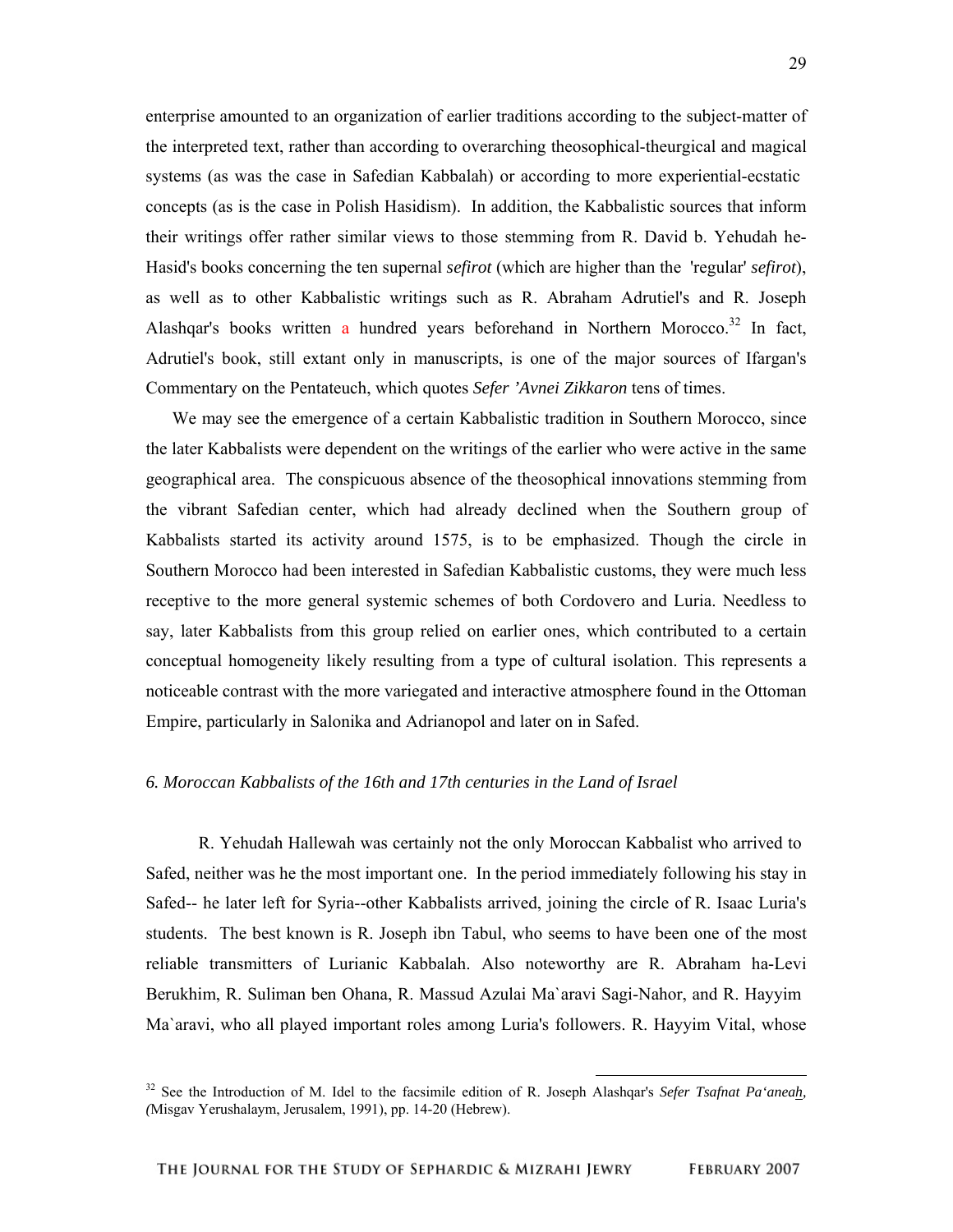enterprise amounted to an organization of earlier traditions according to the subject-matter of the interpreted text, rather than according to overarching theosophical-theurgical and magical systems (as was the case in Safedian Kabbalah) or according to more experiential-ecstatic concepts (as is the case in Polish Hasidism). In addition, the Kabbalistic sources that inform their writings offer rather similar views to those stemming from R. David b. Yehudah he-Hasid's books concerning the ten supernal *sefirot* (which are higher than the 'regular' *sefirot*), as well as to other Kabbalistic writings such as R. Abraham Adrutiel's and R. Joseph Alashqar's books written a hundred years beforehand in Northern Morocco.[32] In fact, Adrutiel's book, still extant only in manuscripts, is one of the major sources of Ifargan's Commentary on the Pentateuch, which quotes *Sefer 'Avnei Zikkaron* tens of times.

We may see the emergence of a certain Kabbalistic tradition in Southern Morocco, since the later Kabbalists were dependent on the writings of the earlier who were active in the same geographical area. The conspicuous absence of the theosophical innovations stemming from the vibrant Safedian center, which had already declined when the Southern group of Kabbalists started its activity around 1575, is to be emphasized. Though the circle in Southern Morocco had been interested in Safedian Kabbalistic customs, they were much less receptive to the more general systemic schemes of both Cordovero and Luria. Needless to say, later Kabbalists from this group relied on earlier ones, which contributed to a certain conceptual homogeneity likely resulting from a type of cultural isolation. This represents a noticeable contrast with the more variegated and interactive atmosphere found in the Ottoman Empire, particularly in Salonika and Adrianopol and later on in Safed.

### *6. Moroccan Kabbalists of the 16th and 17th centuries in the Land of Israel*

R. Yehudah Hallewah was certainly not the only Moroccan Kabbalist who arrived to Safed, neither was he the most important one. In the period immediately following his stay in Safed-- he later left for Syria--other Kabbalists arrived, joining the circle of R. Isaac Luria's students. The best known is R. Joseph ibn Tabul, who seems to have been one of the most reliable transmitters of Lurianic Kabbalah. Also noteworthy are R. Abraham ha-Levi Berukhim, R. Suliman ben Ohana, R. Massud Azulai Ma`aravi Sagi-Nahor, and R. Hayyim Ma`aravi, who all played important roles among Luria's followers. R. Hayyim Vital, whose

---

[32] See the Introduction of M. Idel to the facsimile edition of R. Joseph Alashqar's *Sefer Tsafnat Pa'aneah*, (Misgav Yerushalaym, Jerusalem, 1991), pp. 14-20 (Hebrew).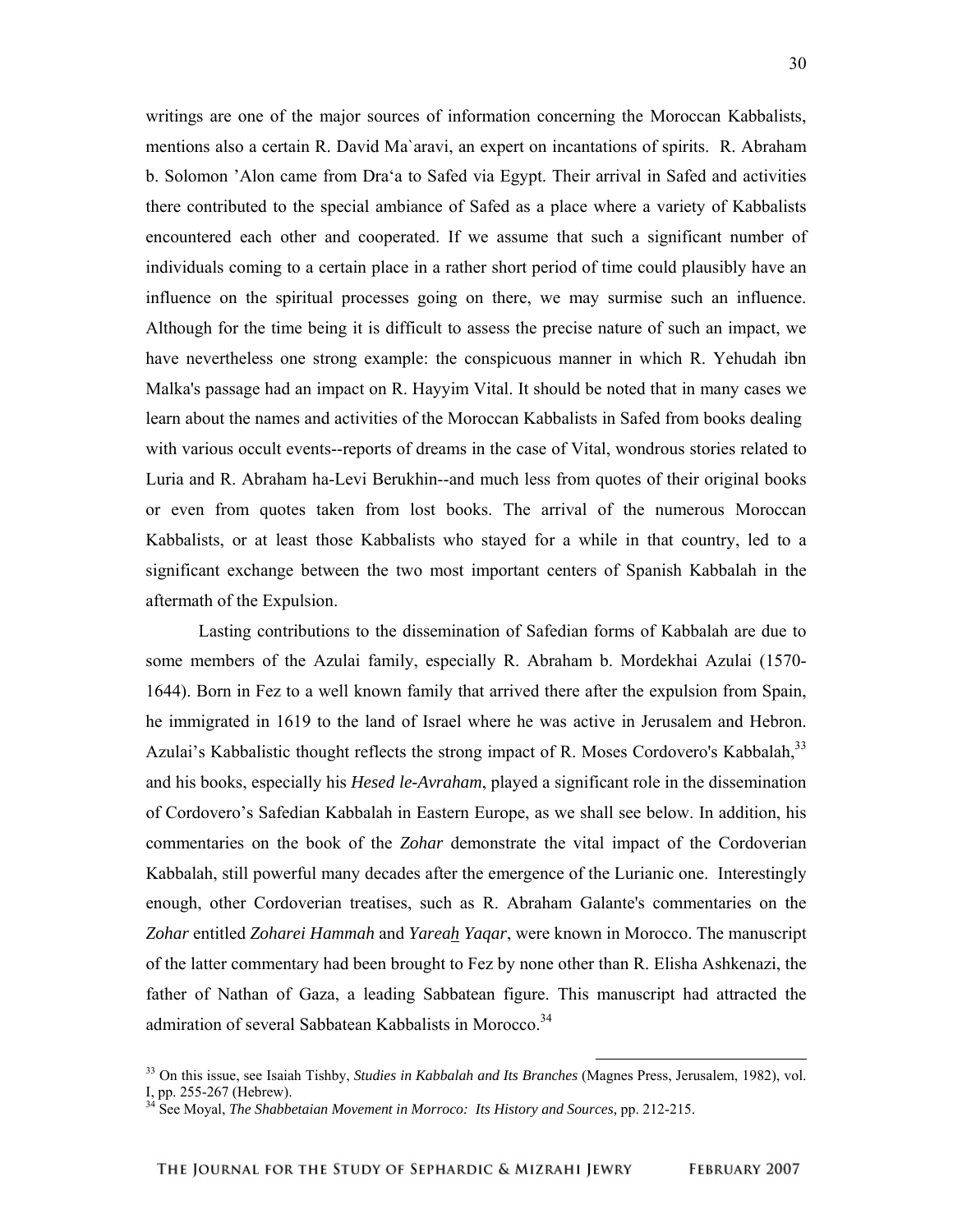writings are one of the major sources of information concerning the Moroccan Kabbalists, mentions also a certain R. David Ma`aravi, an expert on incantations of spirits. R. Abraham b. Solomon 'Alon came from Dra'a to Safed via Egypt. Their arrival in Safed and activities there contributed to the special ambiance of Safed as a place where a variety of Kabbalists encountered each other and cooperated. If we assume that such a significant number of individuals coming to a certain place in a rather short period of time could plausibly have an influence on the spiritual processes going on there, we may surmise such an influence. Although for the time being it is difficult to assess the precise nature of such an impact, we have nevertheless one strong example: the conspicuous manner in which R. Yehudah ibn Malka's passage had an impact on R. Hayyim Vital. It should be noted that in many cases we learn about the names and activities of the Moroccan Kabbalists in Safed from books dealing with various occult events--reports of dreams in the case of Vital, wondrous stories related to Luria and R. Abraham ha-Levi Berukhin--and much less from quotes of their original books or even from quotes taken from lost books. The arrival of the numerous Moroccan Kabbalists, or at least those Kabbalists who stayed for a while in that country, led to a significant exchange between the two most important centers of Spanish Kabbalah in the aftermath of the Expulsion.

Lasting contributions to the dissemination of Safedian forms of Kabbalah are due to some members of the Azulai family, especially R. Abraham b. Mordekhai Azulai (1570-1644). Born in Fez to a well known family that arrived there after the expulsion from Spain, he immigrated in 1619 to the land of Israel where he was active in Jerusalem and Hebron. Azulai's Kabbalistic thought reflects the strong impact of R. Moses Cordovero's Kabbalah,[33] and his books, especially his *Hesed le-Avraham*, played a significant role in the dissemination of Cordovero's Safedian Kabbalah in Eastern Europe, as we shall see below. In addition, his commentaries on the book of the *Zohar* demonstrate the vital impact of the Cordoverian Kabbalah, still powerful many decades after the emergence of the Lurianic one. Interestingly enough, other Cordoverian treatises, such as R. Abraham Galante's commentaries on the *Zohar* entitled *Zoharei Hammah* and *Yareah̲ Yaqar*, were known in Morocco. The manuscript of the latter commentary had been brought to Fez by none other than R. Elisha Ashkenazi, the father of Nathan of Gaza, a leading Sabbatean figure. This manuscript had attracted the admiration of several Sabbatean Kabbalists in Morocco.[34]

---

[33] On this issue, see Isaiah Tishby, *Studies in Kabbalah and Its Branches* (Magnes Press, Jerusalem, 1982), vol. I, pp. 255-267 (Hebrew).

[34] See Moyal, *The Shabbetaian Movement in Morroco: Its History and Sources,* pp. 212-215.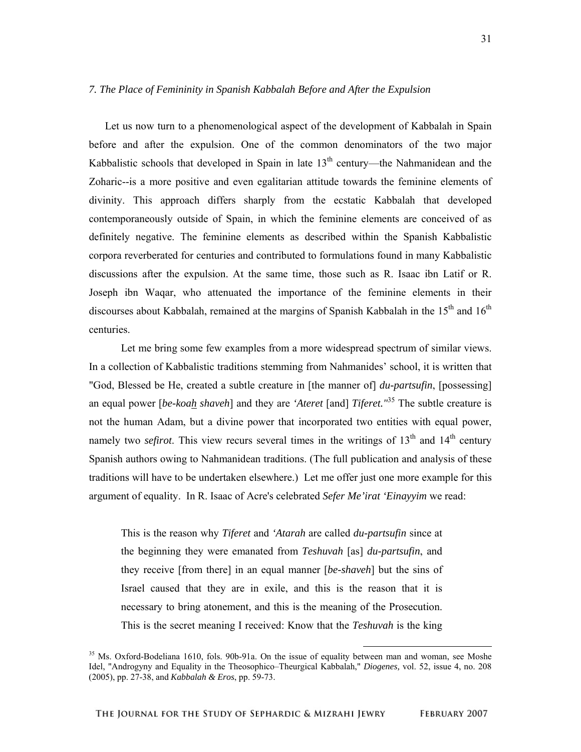*7. The Place of Femininity in Spanish Kabbalah Before and After the Expulsion*

Let us now turn to a phenomenological aspect of the development of Kabbalah in Spain before and after the expulsion. One of the common denominators of the two major Kabbalistic schools that developed in Spain in late 13th century—the Nahmanidean and the Zoharic--is a more positive and even egalitarian attitude towards the feminine elements of divinity. This approach differs sharply from the ecstatic Kabbalah that developed contemporaneously outside of Spain, in which the feminine elements are conceived of as definitely negative. The feminine elements as described within the Spanish Kabbalistic corpora reverberated for centuries and contributed to formulations found in many Kabbalistic discussions after the expulsion. At the same time, those such as R. Isaac ibn Latif or R. Joseph ibn Waqar, who attenuated the importance of the feminine elements in their discourses about Kabbalah, remained at the margins of Spanish Kabbalah in the 15th and 16th centuries.

Let me bring some few examples from a more widespread spectrum of similar views. In a collection of Kabbalistic traditions stemming from Nahmanides' school, it is written that "God, Blessed be He, created a subtle creature in [the manner of] *du-partsufin*, [possessing] an equal power [*be-koah shaveh*] and they are *'Ateret* [and] *Tiferet."*[35] The subtle creature is not the human Adam, but a divine power that incorporated two entities with equal power, namely two *sefirot*. This view recurs several times in the writings of 13th and 14th century Spanish authors owing to Nahmanidean traditions. (The full publication and analysis of these traditions will have to be undertaken elsewhere.) Let me offer just one more example for this argument of equality. In R. Isaac of Acre's celebrated *Sefer Me'irat 'Einayyim* we read:

> This is the reason why *Tiferet* and *'Atarah* are called *du-partsufin* since at the beginning they were emanated from *Teshuvah* [as] *du-partsufin*, and they receive [from there] in an equal manner [*be-shaveh*] but the sins of Israel caused that they are in exile, and this is the reason that it is necessary to bring atonement, and this is the meaning of the Prosecution. This is the secret meaning I received: Know that the *Teshuvah* is the king

[35] Ms. Oxford-Bodeliana 1610, fols. 90b-91a. On the issue of equality between man and woman, see Moshe Idel, "Androgyny and Equality in the Theosophico–Theurgical Kabbalah," *Diogenes,* vol. 52, issue 4, no. 208 (2005), pp. 27-38, and *Kabbalah & Eros*, pp. 59-73.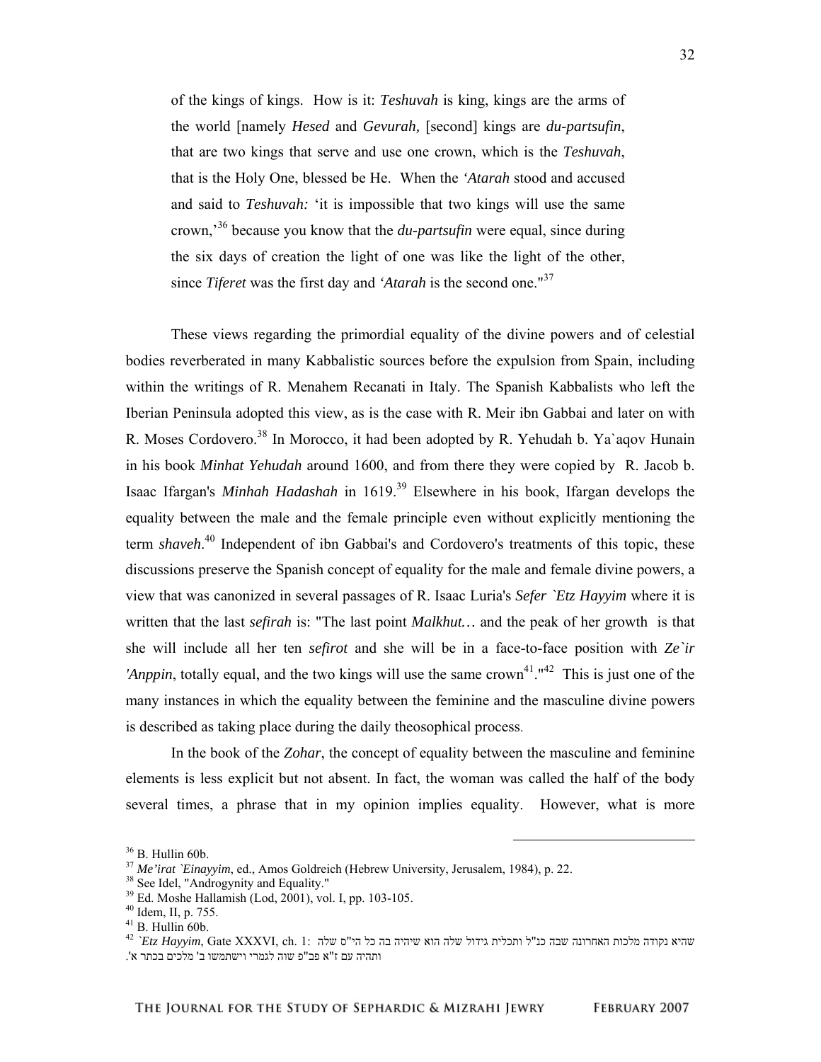of the kings of kings. How is it: *Teshuvah* is king, kings are the arms of the world [namely *Hesed* and *Gevurah,* [second] kings are *du-partsufin*, that are two kings that serve and use one crown, which is the *Teshuvah*, that is the Holy One, blessed be He. When the *'Atarah* stood and accused and said to *Teshuvah:* 'it is impossible that two kings will use the same crown,'[36] because you know that the *du-partsufin* were equal, since during the six days of creation the light of one was like the light of the other, since *Tiferet* was the first day and *'Atarah* is the second one."[37]

These views regarding the primordial equality of the divine powers and of celestial bodies reverberated in many Kabbalistic sources before the expulsion from Spain, including within the writings of R. Menahem Recanati in Italy. The Spanish Kabbalists who left the Iberian Peninsula adopted this view, as is the case with R. Meir ibn Gabbai and later on with R. Moses Cordovero.[38] In Morocco, it had been adopted by R. Yehudah b. Ya`aqov Hunain in his book *Minhat Yehudah* around 1600, and from there they were copied by R. Jacob b. Isaac Ifargan's *Minhah Hadashah* in 1619.[39] Elsewhere in his book, Ifargan develops the equality between the male and the female principle even without explicitly mentioning the term *shaveh*.[40] Independent of ibn Gabbai's and Cordovero's treatments of this topic, these discussions preserve the Spanish concept of equality for the male and female divine powers, a view that was canonized in several passages of R. Isaac Luria's *Sefer `Etz Hayyim* where it is written that the last *sefirah* is: "The last point *Malkhut…* and the peak of her growth is that she will include all her ten *sefirot* and she will be in a face-to-face position with *Ze`ir 'Anppin*, totally equal, and the two kings will use the same crown[41]."[42] This is just one of the many instances in which the equality between the feminine and the masculine divine powers is described as taking place during the daily theosophical process.

In the book of the *Zohar*, the concept of equality between the masculine and feminine elements is less explicit but not absent. In fact, the woman was called the half of the body several times, a phrase that in my opinion implies equality. However, what is more

---

[36] B. Hullin 60b.

[37] *Me'irat `Einayyim*, ed., Amos Goldreich (Hebrew University, Jerusalem, 1984), p. 22.

[38] See Idel, "Androgynity and Equality."

[39] Ed. Moshe Hallamish (Lod, 2001), vol. I, pp. 103-105.

[40] Idem, II, p. 755.

[41] B. Hullin 60b.

[42] *`Etz Hayyim*, Gate XXXVI, ch. 1: שהיא נקודה מלכות האחרונה שבה כנ"ל ותכלית גידול שלה הוא שיהיה בה כל הי"ס שלה ותהיה עם ז"א פב"פ שוה לגמרי וישתמשו ב' מלכים בכתר א'.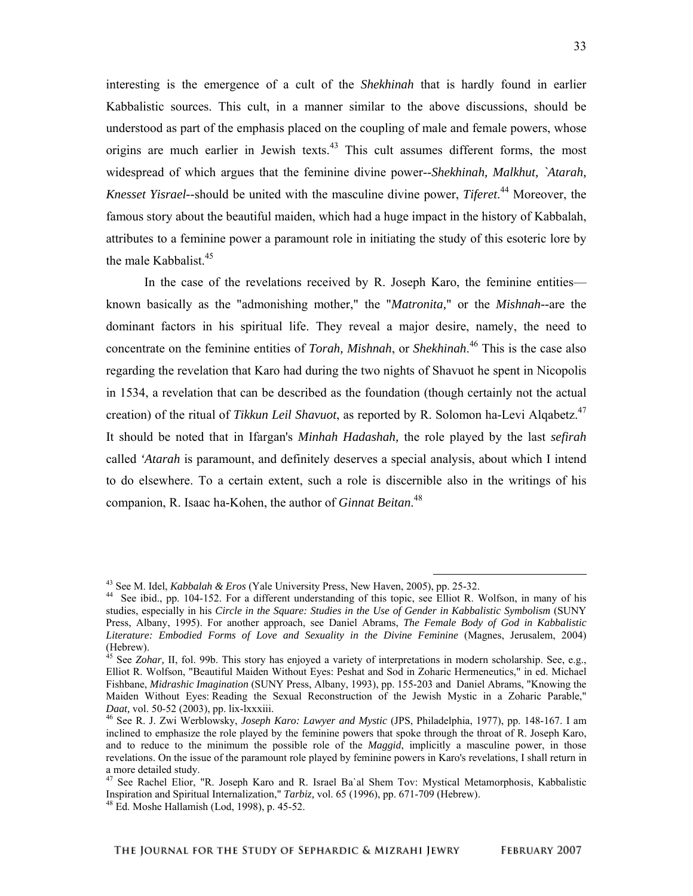interesting is the emergence of a cult of the *Shekhinah* that is hardly found in earlier Kabbalistic sources. This cult, in a manner similar to the above discussions, should be understood as part of the emphasis placed on the coupling of male and female powers, whose origins are much earlier in Jewish texts.[43] This cult assumes different forms, the most widespread of which argues that the feminine divine power--*Shekhinah, Malkhut, `Atarah, Knesset Yisrael*--should be united with the masculine divine power, *Tiferet*.[44] Moreover, the famous story about the beautiful maiden, which had a huge impact in the history of Kabbalah, attributes to a feminine power a paramount role in initiating the study of this esoteric lore by the male Kabbalist.[45]

In the case of the revelations received by R. Joseph Karo, the feminine entities—known basically as the "admonishing mother," the "*Matronita*," or the *Mishnah*--are the dominant factors in his spiritual life. They reveal a major desire, namely, the need to concentrate on the feminine entities of *Torah, Mishnah*, or *Shekhinah*.[46] This is the case also regarding the revelation that Karo had during the two nights of Shavuot he spent in Nicopolis in 1534, a revelation that can be described as the foundation (though certainly not the actual creation) of the ritual of *Tikkun Leil Shavuot*, as reported by R. Solomon ha-Levi Alqabetz.[47] It should be noted that in Ifargan's *Minhah Hadashah,* the role played by the last *sefirah* called *'Atarah* is paramount, and definitely deserves a special analysis, about which I intend to do elsewhere. To a certain extent, such a role is discernible also in the writings of his companion, R. Isaac ha-Kohen, the author of *Ginnat Beitan*.[48]

---

[43] See M. Idel, *Kabbalah & Eros* (Yale University Press, New Haven, 2005), pp. 25-32.

[44] See ibid., pp. 104-152. For a different understanding of this topic, see Elliot R. Wolfson, in many of his studies, especially in his *Circle in the Square: Studies in the Use of Gender in Kabbalistic Symbolism* (SUNY Press, Albany, 1995). For another approach, see Daniel Abrams, *The Female Body of God in Kabbalistic Literature: Embodied Forms of Love and Sexuality in the Divine Feminine* (Magnes, Jerusalem, 2004) (Hebrew).

[45] See *Zohar,* II, fol. 99b. This story has enjoyed a variety of interpretations in modern scholarship. See, e.g., Elliot R. Wolfson, "Beautiful Maiden Without Eyes: Peshat and Sod in Zoharic Hermeneutics," in ed. Michael Fishbane, *Midrashic Imagination* (SUNY Press, Albany, 1993), pp. 155-203 and Daniel Abrams, "Knowing the Maiden Without Eyes: Reading the Sexual Reconstruction of the Jewish Mystic in a Zoharic Parable," *Daat,* vol. 50-52 (2003), pp. lix-lxxxiii.

[46] See R. J. Zwi Werblowsky, *Joseph Karo: Lawyer and Mystic* (JPS, Philadelphia, 1977), pp. 148-167. I am inclined to emphasize the role played by the feminine powers that spoke through the throat of R. Joseph Karo, and to reduce to the minimum the possible role of the *Maggid*, implicitly a masculine power, in those revelations. On the issue of the paramount role played by feminine powers in Karo's revelations, I shall return in a more detailed study.

[47] See Rachel Elior, "R. Joseph Karo and R. Israel Ba`al Shem Tov: Mystical Metamorphosis, Kabbalistic Inspiration and Spiritual Internalization," *Tarbiz,* vol. 65 (1996), pp. 671-709 (Hebrew).

[48] Ed. Moshe Hallamish (Lod, 1998), p. 45-52.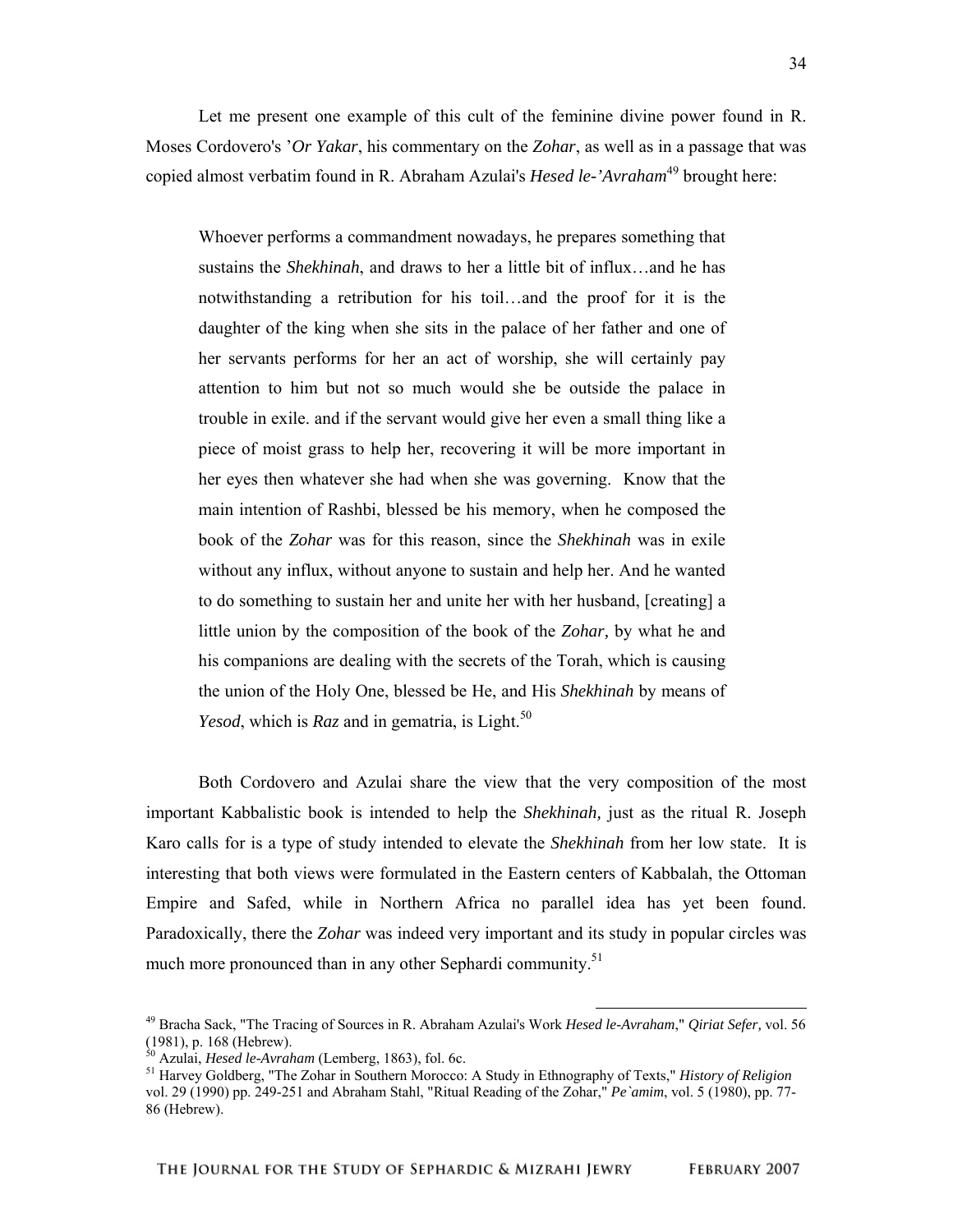Let me present one example of this cult of the feminine divine power found in R. Moses Cordovero's *’Or Yakar*, his commentary on the *Zohar*, as well as in a passage that was copied almost verbatim found in R. Abraham Azulai's *Hesed le-’Avraham*[49] brought here:

> Whoever performs a commandment nowadays, he prepares something that sustains the *Shekhinah*, and draws to her a little bit of influx…and he has notwithstanding a retribution for his toil…and the proof for it is the daughter of the king when she sits in the palace of her father and one of her servants performs for her an act of worship, she will certainly pay attention to him but not so much would she be outside the palace in trouble in exile. and if the servant would give her even a small thing like a piece of moist grass to help her, recovering it will be more important in her eyes then whatever she had when she was governing. Know that the main intention of Rashbi, blessed be his memory, when he composed the book of the *Zohar* was for this reason, since the *Shekhinah* was in exile without any influx, without anyone to sustain and help her. And he wanted to do something to sustain her and unite her with her husband, [creating] a little union by the composition of the book of the *Zohar,* by what he and his companions are dealing with the secrets of the Torah, which is causing the union of the Holy One, blessed be He, and His *Shekhinah* by means of *Yesod*, which is *Raz* and in gematria, is Light.[50]

Both Cordovero and Azulai share the view that the very composition of the most important Kabbalistic book is intended to help the *Shekhinah,* just as the ritual R. Joseph Karo calls for is a type of study intended to elevate the *Shekhinah* from her low state. It is interesting that both views were formulated in the Eastern centers of Kabbalah, the Ottoman Empire and Safed, while in Northern Africa no parallel idea has yet been found. Paradoxically, there the *Zohar* was indeed very important and its study in popular circles was much more pronounced than in any other Sephardi community.[51]

---

[49] Bracha Sack, "The Tracing of Sources in R. Abraham Azulai's Work *Hesed le-Avraham*," *Qiriat Sefer,* vol. 56 (1981), p. 168 (Hebrew).

[50] Azulai, *Hesed le-Avraham* (Lemberg, 1863), fol. 6c.

[51] Harvey Goldberg, "The Zohar in Southern Morocco: A Study in Ethnography of Texts," *History of Religion* vol. 29 (1990) pp. 249-251 and Abraham Stahl, "Ritual Reading of the Zohar," *Pe`amim*, vol. 5 (1980), pp. 77-86 (Hebrew).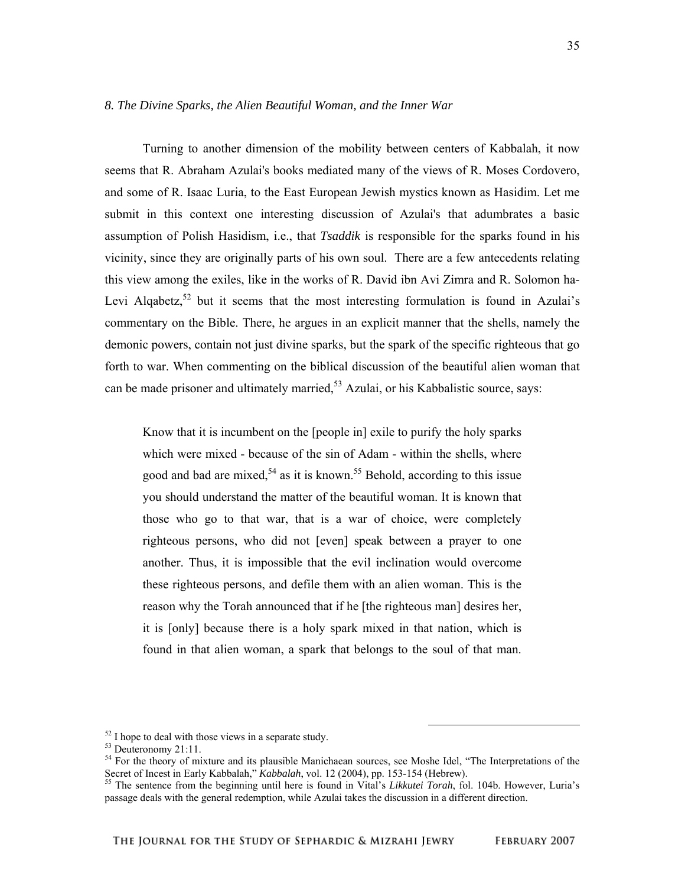### *8. The Divine Sparks, the Alien Beautiful Woman, and the Inner War*

Turning to another dimension of the mobility between centers of Kabbalah, it now seems that R. Abraham Azulai's books mediated many of the views of R. Moses Cordovero, and some of R. Isaac Luria, to the East European Jewish mystics known as Hasidim. Let me submit in this context one interesting discussion of Azulai's that adumbrates a basic assumption of Polish Hasidism, i.e., that ***Tsaddik*** is responsible for the sparks found in his vicinity, since they are originally parts of his own soul. There are a few antecedents relating this view among the exiles, like in the works of R. David ibn Avi Zimra and R. Solomon ha-Levi Alqabetz,[52] but it seems that the most interesting formulation is found in Azulai's commentary on the Bible. There, he argues in an explicit manner that the shells, namely the demonic powers, contain not just divine sparks, but the spark of the specific righteous that go forth to war. When commenting on the biblical discussion of the beautiful alien woman that can be made prisoner and ultimately married,[53] Azulai, or his Kabbalistic source, says:

> Know that it is incumbent on the [people in] exile to purify the holy sparks which were mixed - because of the sin of Adam - within the shells, where good and bad are mixed,[54] as it is known.[55] Behold, according to this issue you should understand the matter of the beautiful woman. It is known that those who go to that war, that is a war of choice, were completely righteous persons, who did not [even] speak between a prayer to one another. Thus, it is impossible that the evil inclination would overcome these righteous persons, and defile them with an alien woman. This is the reason why the Torah announced that if he [the righteous man] desires her, it is [only] because there is a holy spark mixed in that nation, which is found in that alien woman, a spark that belongs to the soul of that man.

[52] I hope to deal with those views in a separate study.

[53] Deuteronomy 21:11.

[54] For the theory of mixture and its plausible Manichaean sources, see Moshe Idel, "The Interpretations of the Secret of Incest in Early Kabbalah," *Kabbalah*, vol. 12 (2004), pp. 153-154 (Hebrew).

[55] The sentence from the beginning until here is found in Vital's *Likkutei Torah*, fol. 104b. However, Luria's passage deals with the general redemption, while Azulai takes the discussion in a different direction.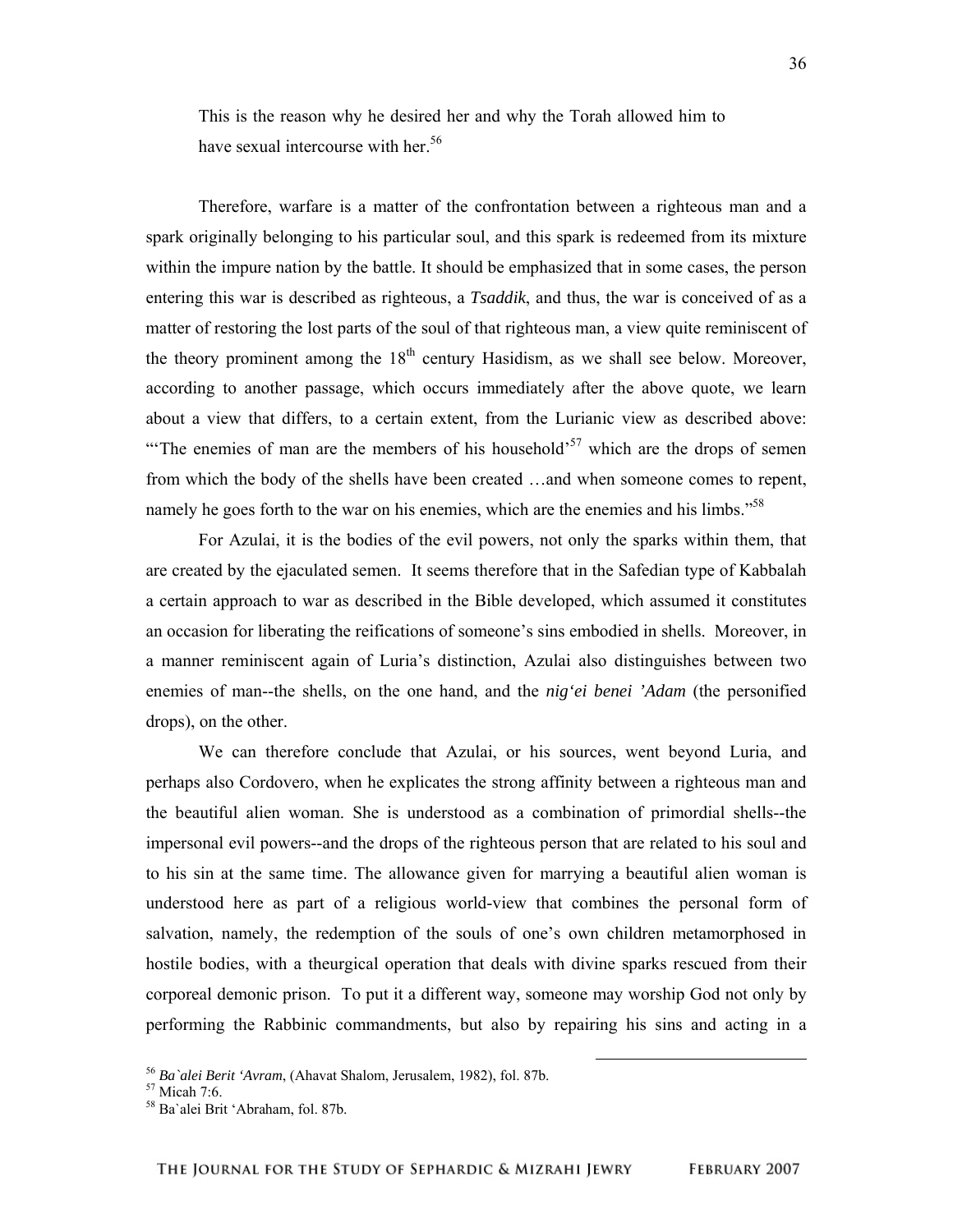This is the reason why he desired her and why the Torah allowed him to have sexual intercourse with her.[56]

Therefore, warfare is a matter of the confrontation between a righteous man and a spark originally belonging to his particular soul, and this spark is redeemed from its mixture within the impure nation by the battle. It should be emphasized that in some cases, the person entering this war is described as righteous, a ***Tsaddik***, and thus, the war is conceived of as a matter of restoring the lost parts of the soul of that righteous man, a view quite reminiscent of the theory prominent among the 18th century Hasidism, as we shall see below. Moreover, according to another passage, which occurs immediately after the above quote, we learn about a view that differs, to a certain extent, from the Lurianic view as described above: "'The enemies of man are the members of his household'[57] which are the drops of semen from which the body of the shells have been created …and when someone comes to repent, namely he goes forth to the war on his enemies, which are the enemies and his limbs."[58]

For Azulai, it is the bodies of the evil powers, not only the sparks within them, that are created by the ejaculated semen. It seems therefore that in the Safedian type of Kabbalah a certain approach to war as described in the Bible developed, which assumed it constitutes an occasion for liberating the reifications of someone's sins embodied in shells. Moreover, in a manner reminiscent again of Luria's distinction, Azulai also distinguishes between two enemies of man--the shells, on the one hand, and the *nig'ei benei 'Adam* (the personified drops), on the other.

We can therefore conclude that Azulai, or his sources, went beyond Luria, and perhaps also Cordovero, when he explicates the strong affinity between a righteous man and the beautiful alien woman. She is understood as a combination of primordial shells--the impersonal evil powers--and the drops of the righteous person that are related to his soul and to his sin at the same time. The allowance given for marrying a beautiful alien woman is understood here as part of a religious world-view that combines the personal form of salvation, namely, the redemption of the souls of one's own children metamorphosed in hostile bodies, with a theurgical operation that deals with divine sparks rescued from their corporeal demonic prison. To put it a different way, someone may worship God not only by performing the Rabbinic commandments, but also by repairing his sins and acting in a

[56] *Ba`alei Berit 'Avram*, (Ahavat Shalom, Jerusalem, 1982), fol. 87b.

[57] Micah 7:6.

[58] Ba`alei Brit 'Abraham, fol. 87b.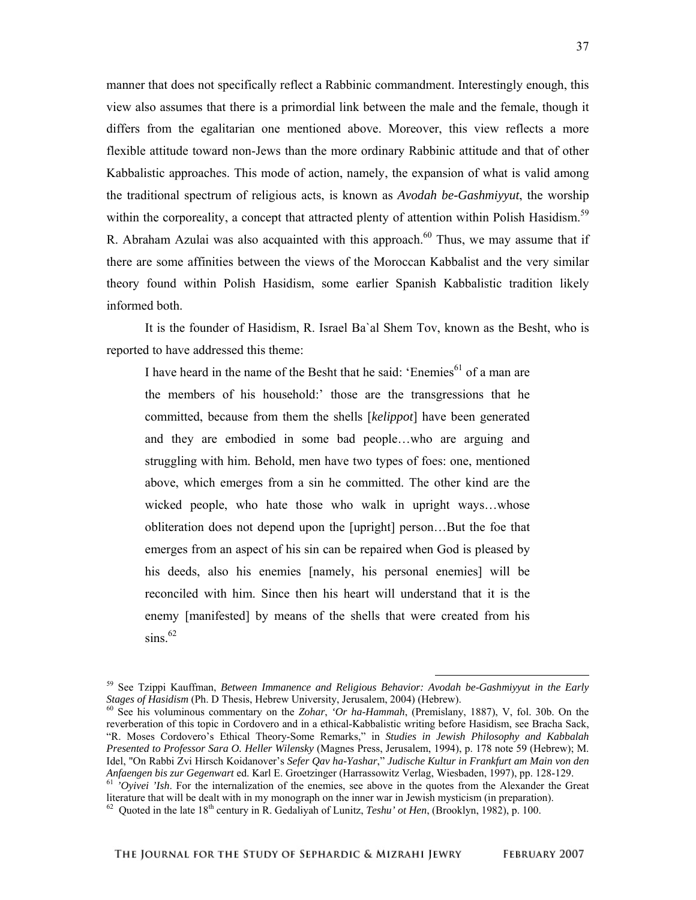manner that does not specifically reflect a Rabbinic commandment. Interestingly enough, this view also assumes that there is a primordial link between the male and the female, though it differs from the egalitarian one mentioned above. Moreover, this view reflects a more flexible attitude toward non-Jews than the more ordinary Rabbinic attitude and that of other Kabbalistic approaches. This mode of action, namely, the expansion of what is valid among the traditional spectrum of religious acts, is known as *Avodah be-Gashmiyyut*, the worship within the corporeality, a concept that attracted plenty of attention within Polish Hasidism.[59] R. Abraham Azulai was also acquainted with this approach.[60] Thus, we may assume that if there are some affinities between the views of the Moroccan Kabbalist and the very similar theory found within Polish Hasidism, some earlier Spanish Kabbalistic tradition likely informed both.

It is the founder of Hasidism, R. Israel Ba`al Shem Tov, known as the Besht, who is reported to have addressed this theme:

> I have heard in the name of the Besht that he said: 'Enemies[61] of a man are the members of his household:' those are the transgressions that he committed, because from them the shells [*kelippot*] have been generated and they are embodied in some bad people…who are arguing and struggling with him. Behold, men have two types of foes: one, mentioned above, which emerges from a sin he committed. The other kind are the wicked people, who hate those who walk in upright ways…whose obliteration does not depend upon the [upright] person…But the foe that emerges from an aspect of his sin can be repaired when God is pleased by his deeds, also his enemies [namely, his personal enemies] will be reconciled with him. Since then his heart will understand that it is the enemy [manifested] by means of the shells that were created from his sins.[62]

---

[59] See Tzippi Kauffman, *Between Immanence and Religious Behavior: Avodah be-Gashmiyyut in the Early Stages of Hasidism* (Ph. D Thesis, Hebrew University, Jerusalem, 2004) (Hebrew).

[60] See his voluminous commentary on the *Zohar*, *'Or ha-Hammah*, (Premislany, 1887), V, fol. 30b. On the reverberation of this topic in Cordovero and in a ethical-Kabbalistic writing before Hasidism, see Bracha Sack, "R. Moses Cordovero's Ethical Theory-Some Remarks," in *Studies in Jewish Philosophy and Kabbalah Presented to Professor Sara O. Heller Wilensky* (Magnes Press, Jerusalem, 1994), p. 178 note 59 (Hebrew); M. Idel, "On Rabbi Zvi Hirsch Koidanover's *Sefer Qav ha-Yashar*," *Judische Kultur in Frankfurt am Main von den Anfaengen bis zur Gegenwart* ed. Karl E. Groetzinger (Harrassowitz Verlag, Wiesbaden, 1997), pp. 128-129.

[61] *'Oyivei 'Ish*. For the internalization of the enemies, see above in the quotes from the Alexander the Great literature that will be dealt with in my monograph on the inner war in Jewish mysticism (in preparation).

[62] Quoted in the late 18th century in R. Gedaliyah of Lunitz, *Teshu' ot Hen*, (Brooklyn, 1982), p. 100.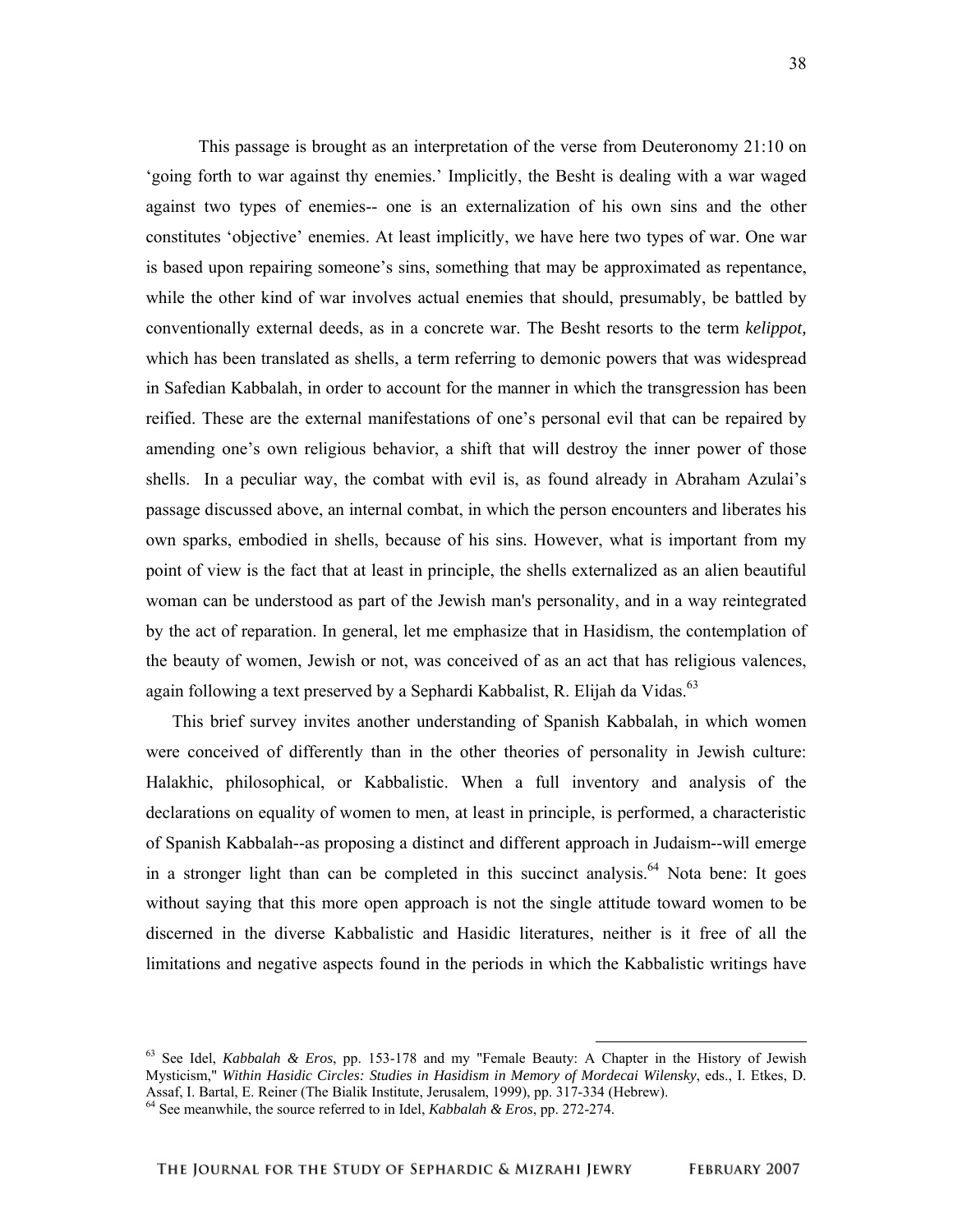This passage is brought as an interpretation of the verse from Deuteronomy 21:10 on 'going forth to war against thy enemies.' Implicitly, the Besht is dealing with a war waged against two types of enemies-- one is an externalization of his own sins and the other constitutes 'objective' enemies. At least implicitly, we have here two types of war. One war is based upon repairing someone's sins, something that may be approximated as repentance, while the other kind of war involves actual enemies that should, presumably, be battled by conventionally external deeds, as in a concrete war. The Besht resorts to the term *kelippot,* which has been translated as shells, a term referring to demonic powers that was widespread in Safedian Kabbalah, in order to account for the manner in which the transgression has been reified. These are the external manifestations of one's personal evil that can be repaired by amending one's own religious behavior, a shift that will destroy the inner power of those shells. In a peculiar way, the combat with evil is, as found already in Abraham Azulai's passage discussed above, an internal combat, in which the person encounters and liberates his own sparks, embodied in shells, because of his sins. However, what is important from my point of view is the fact that at least in principle, the shells externalized as an alien beautiful woman can be understood as part of the Jewish man's personality, and in a way reintegrated by the act of reparation. In general, let me emphasize that in Hasidism, the contemplation of the beauty of women, Jewish or not, was conceived of as an act that has religious valences, again following a text preserved by a Sephardi Kabbalist, R. Elijah da Vidas.[63]

This brief survey invites another understanding of Spanish Kabbalah, in which women were conceived of differently than in the other theories of personality in Jewish culture: Halakhic, philosophical, or Kabbalistic. When a full inventory and analysis of the declarations on equality of women to men, at least in principle, is performed, a characteristic of Spanish Kabbalah--as proposing a distinct and different approach in Judaism--will emerge in a stronger light than can be completed in this succinct analysis.[64] Nota bene: It goes without saying that this more open approach is not the single attitude toward women to be discerned in the diverse Kabbalistic and Hasidic literatures, neither is it free of all the limitations and negative aspects found in the periods in which the Kabbalistic writings have

---

[63] See Idel, *Kabbalah & Eros*, pp. 153-178 and my "Female Beauty: A Chapter in the History of Jewish Mysticism," *Within Hasidic Circles: Studies in Hasidism in Memory of Mordecai Wilensky*, eds., I. Etkes, D. Assaf, I. Bartal, E. Reiner (The Bialik Institute, Jerusalem, 1999), pp. 317-334 (Hebrew).

[64] See meanwhile, the source referred to in Idel, *Kabbalah & Eros*, pp. 272-274.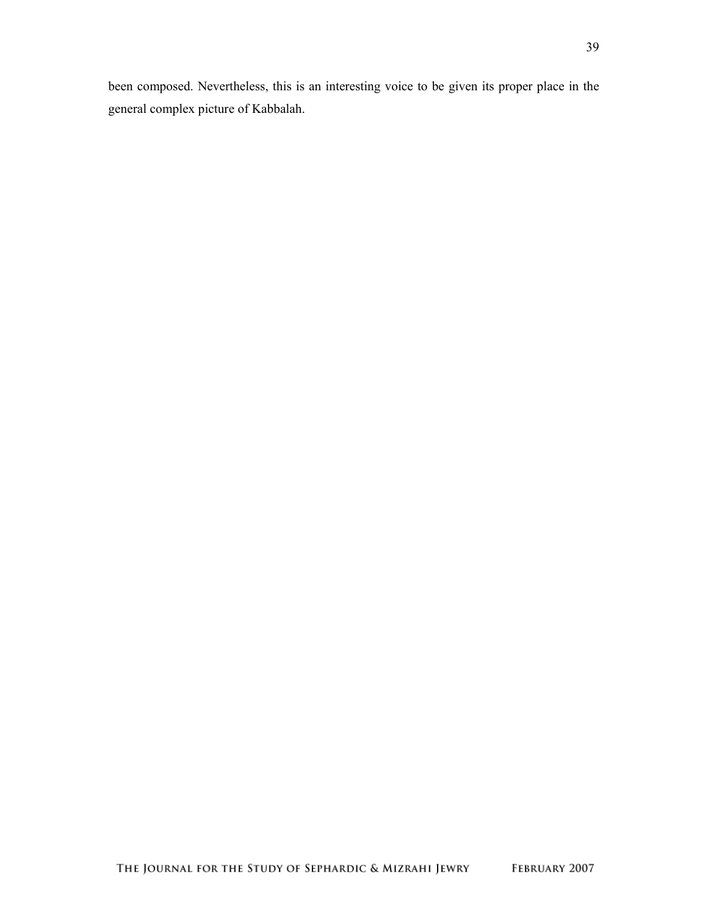been composed. Nevertheless, this is an interesting voice to be given its proper place in the general complex picture of Kabbalah.